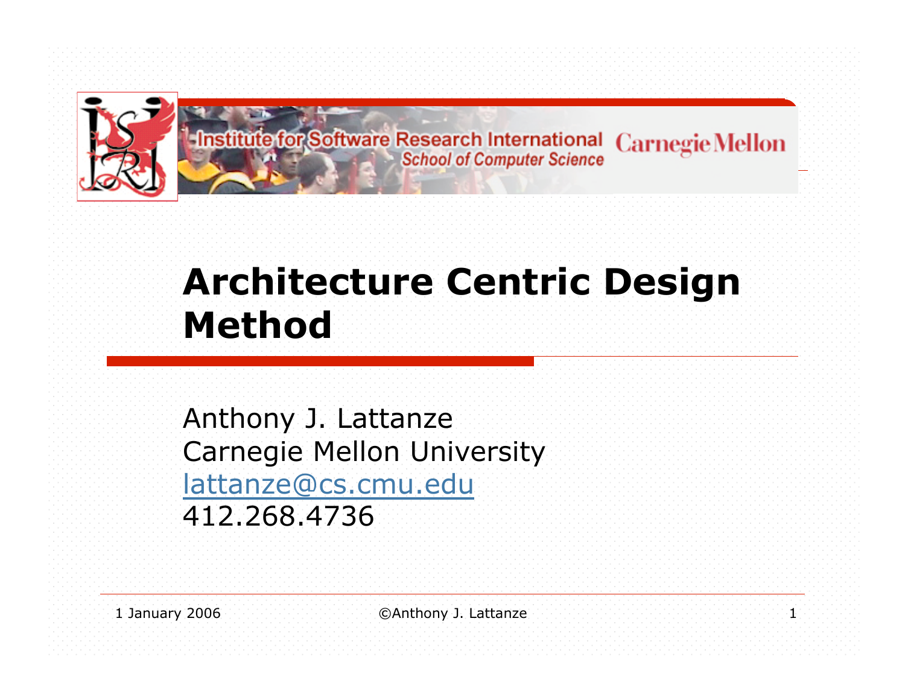Institute for Software Research International — School of Computer Science — Carnegie Mellon

# Architecture Centric Design Method

Anthony J. Lattanze
Carnegie Mellon University
lattanze@cs.cmu.edu
412.268.4736

1 January 2006 ©Anthony J. Lattanze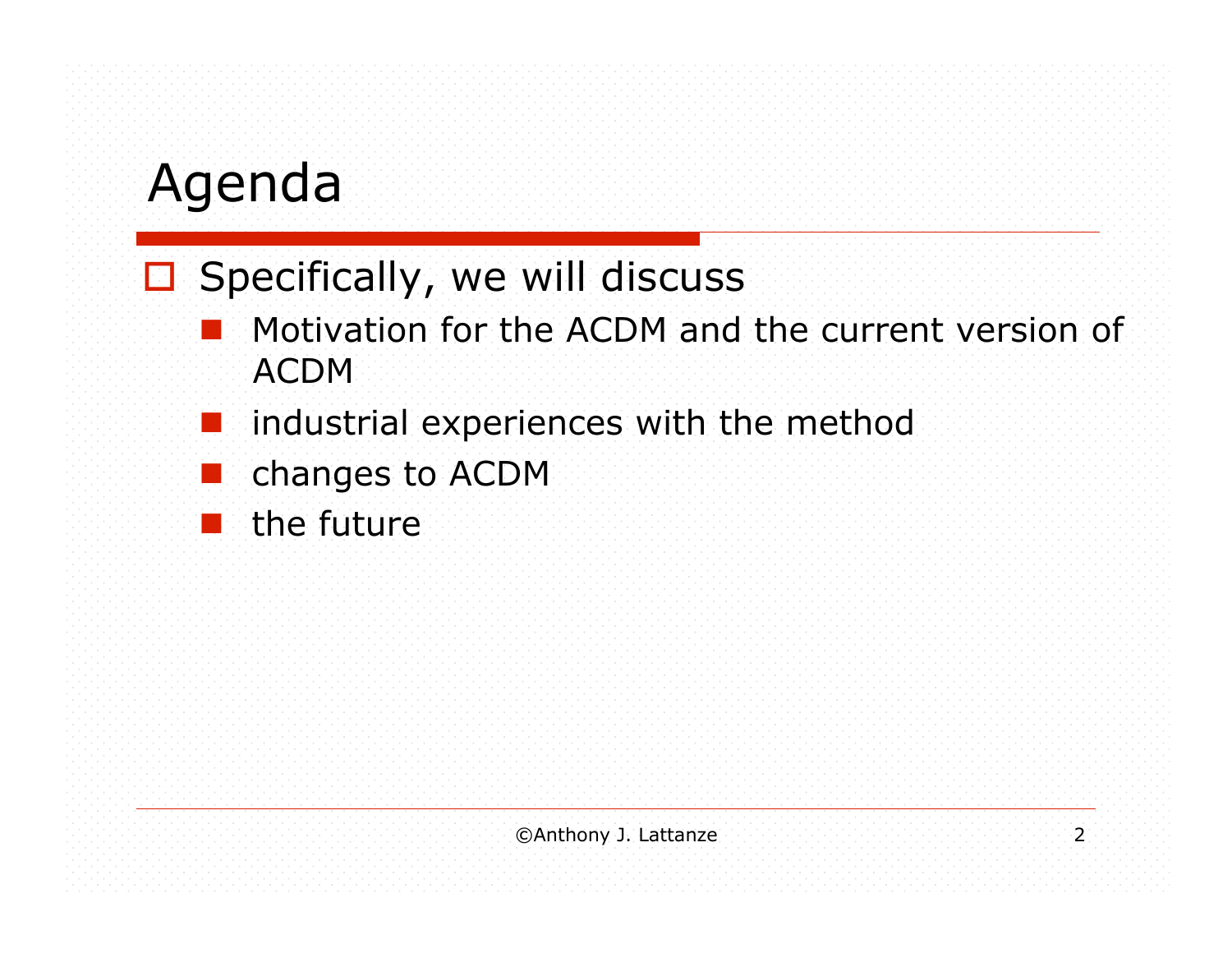# Agenda

- Specifically, we will discuss
  - Motivation for the ACDM and the current version of ACDM
  - industrial experiences with the method
  - changes to ACDM
  - the future

©Anthony J. Lattanze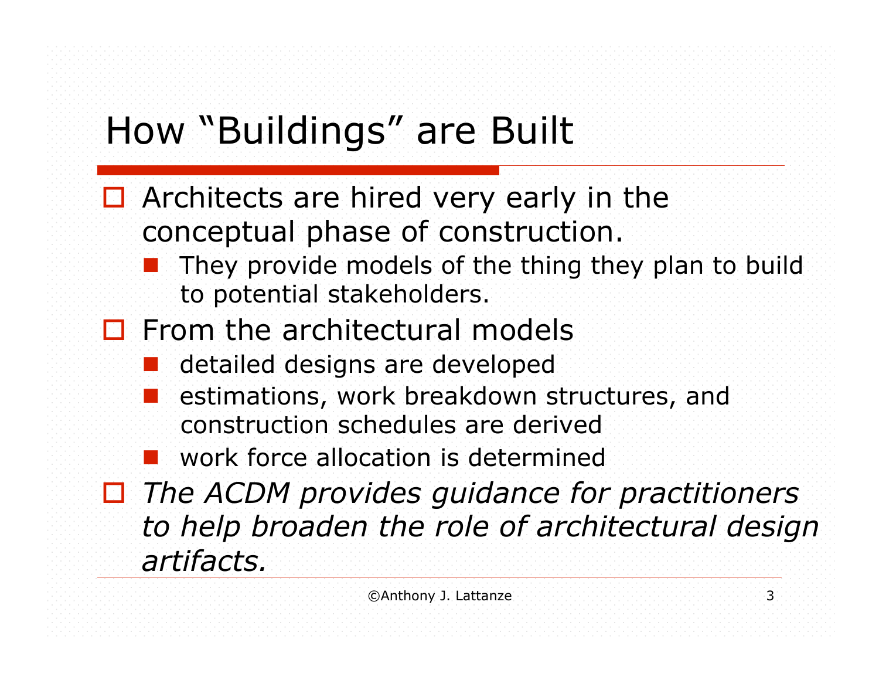# How "Buildings" are Built

- Architects are hired very early in the conceptual phase of construction.
  - They provide models of the thing they plan to build to potential stakeholders.
- From the architectural models
  - detailed designs are developed
  - estimations, work breakdown structures, and construction schedules are derived
  - work force allocation is determined
- *The ACDM provides guidance for practitioners to help broaden the role of architectural design artifacts.*

©Anthony J. Lattanze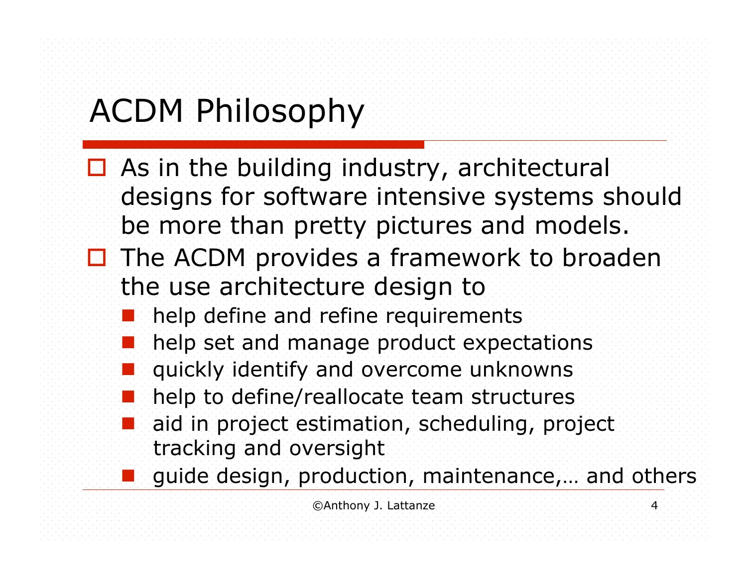# ACDM Philosophy

- As in the building industry, architectural designs for software intensive systems should be more than pretty pictures and models.
- The ACDM provides a framework to broaden the use architecture design to
  - help define and refine requirements
  - help set and manage product expectations
  - quickly identify and overcome unknowns
  - help to define/reallocate team structures
  - aid in project estimation, scheduling, project tracking and oversight
  - guide design, production, maintenance,… and others

©Anthony J. Lattanze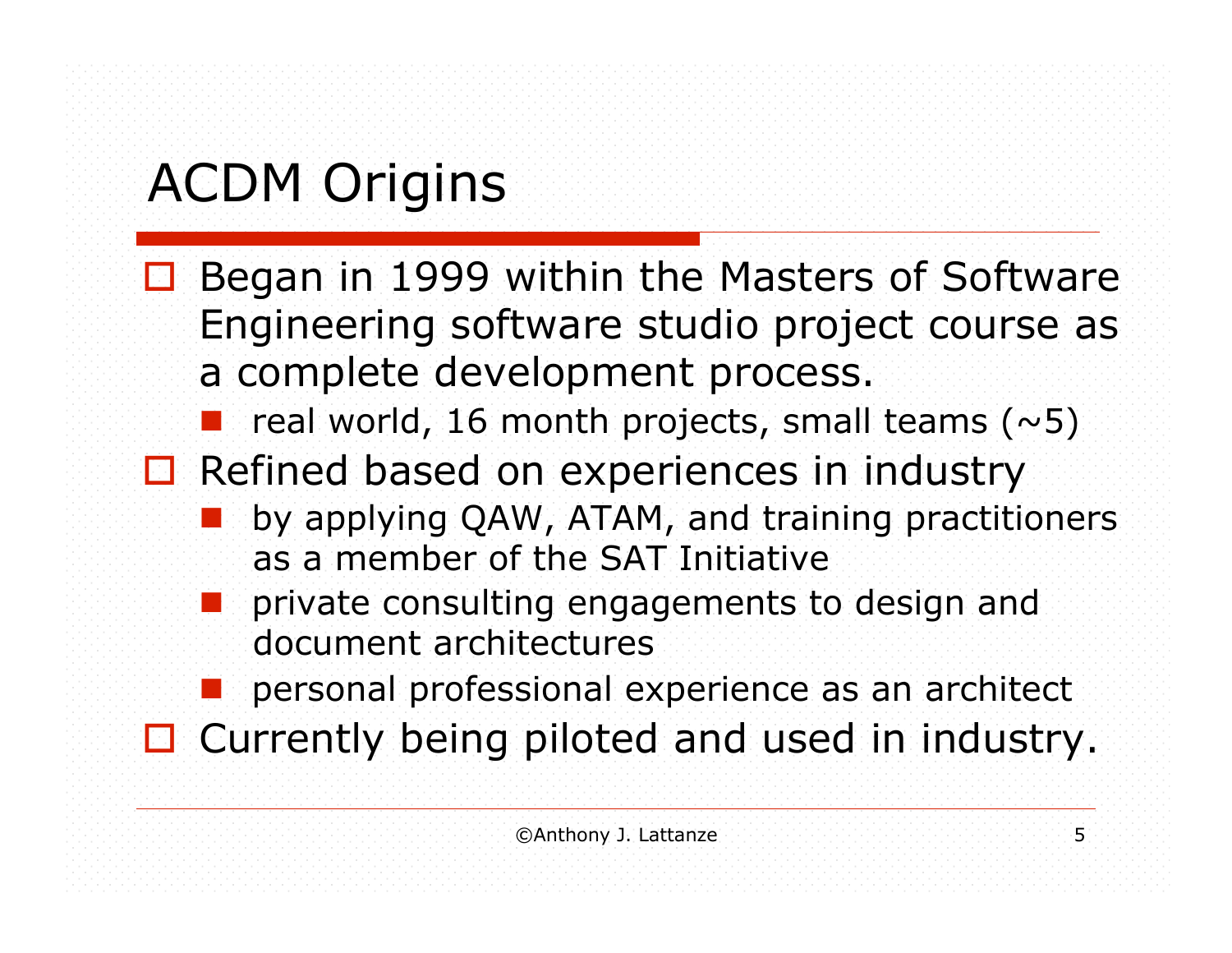# ACDM Origins

- Began in 1999 within the Masters of Software Engineering software studio project course as a complete development process.
  - real world, 16 month projects, small teams (~5)
- Refined based on experiences in industry
  - by applying QAW, ATAM, and training practitioners as a member of the SAT Initiative
  - private consulting engagements to design and document architectures
  - personal professional experience as an architect
- Currently being piloted and used in industry.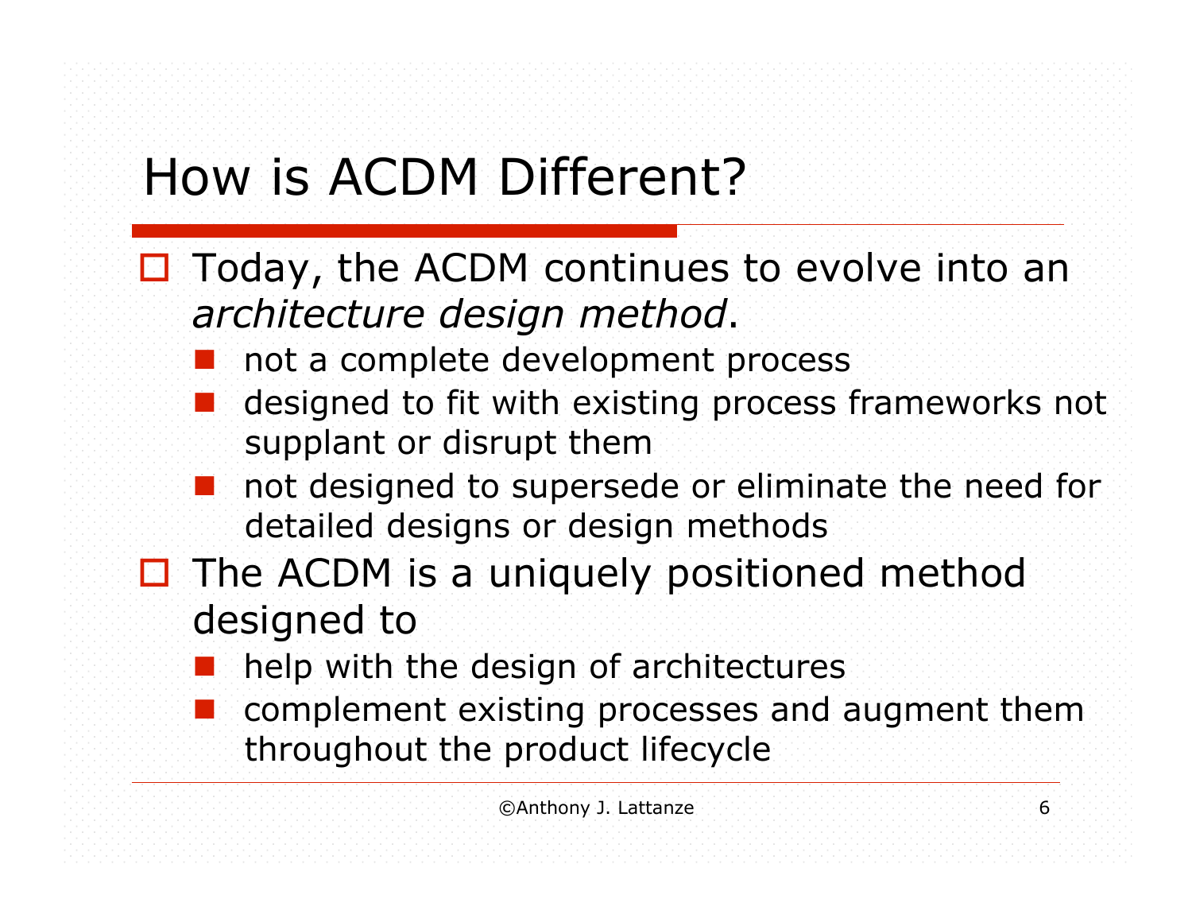# How is ACDM Different?

- Today, the ACDM continues to evolve into an *architecture design method*.
  - not a complete development process
  - designed to fit with existing process frameworks not supplant or disrupt them
  - not designed to supersede or eliminate the need for detailed designs or design methods
- The ACDM is a uniquely positioned method designed to
  - help with the design of architectures
  - complement existing processes and augment them throughout the product lifecycle

©Anthony J. Lattanze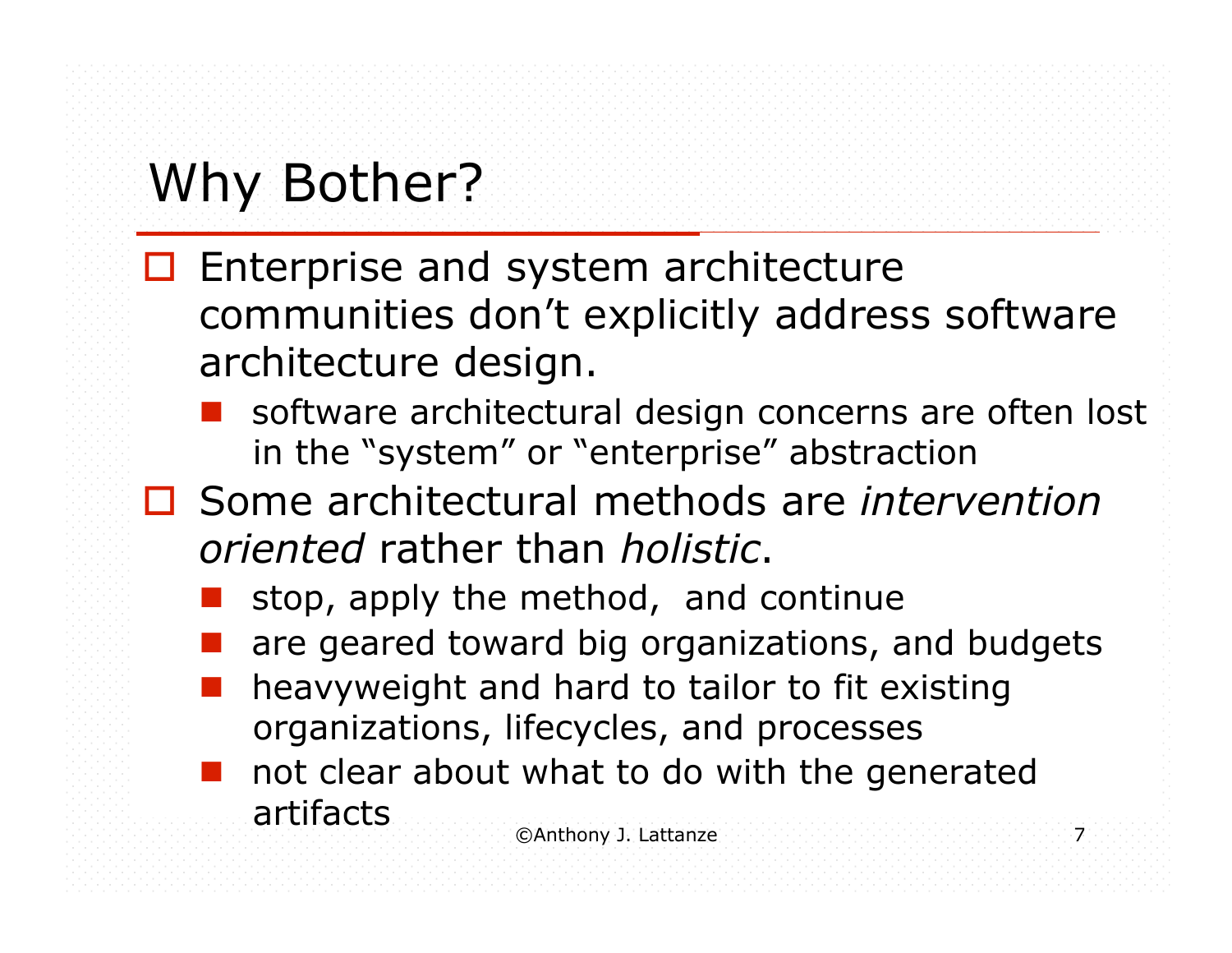# Why Bother?

- Enterprise and system architecture communities don't explicitly address software architecture design.
  - software architectural design concerns are often lost in the "system" or "enterprise" abstraction
- Some architectural methods are *intervention oriented* rather than *holistic*.
  - stop, apply the method,  and continue
  - are geared toward big organizations, and budgets
  - heavyweight and hard to tailor to fit existing organizations, lifecycles, and processes
  - not clear about what to do with the generated artifacts

©Anthony J. Lattanze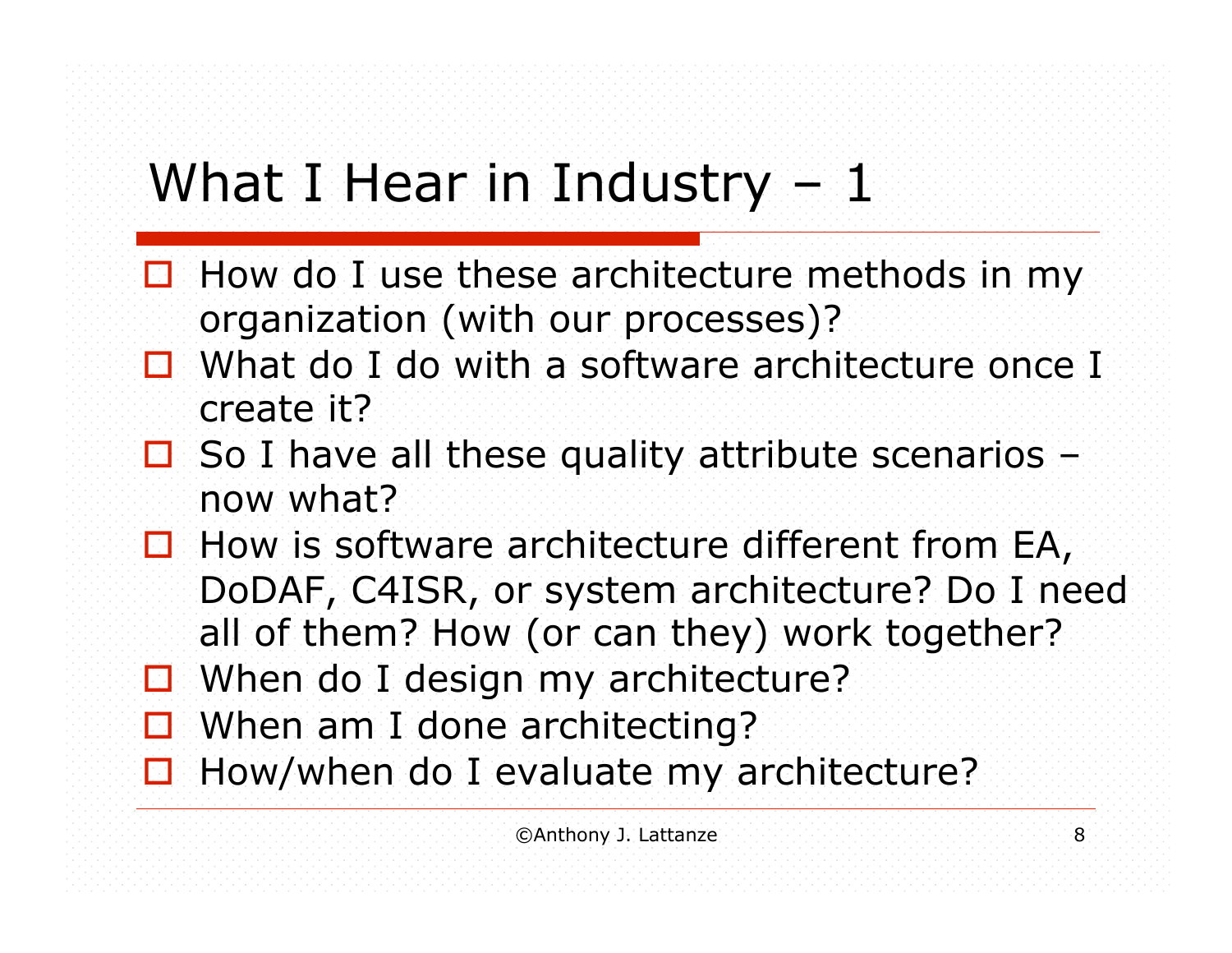# What I Hear in Industry – 1

- How do I use these architecture methods in my organization (with our processes)?
- What do I do with a software architecture once I create it?
- So I have all these quality attribute scenarios – now what?
- How is software architecture different from EA, DoDAF, C4ISR, or system architecture? Do I need all of them? How (or can they) work together?
- When do I design my architecture?
- When am I done architecting?
- How/when do I evaluate my architecture?

©Anthony J. Lattanze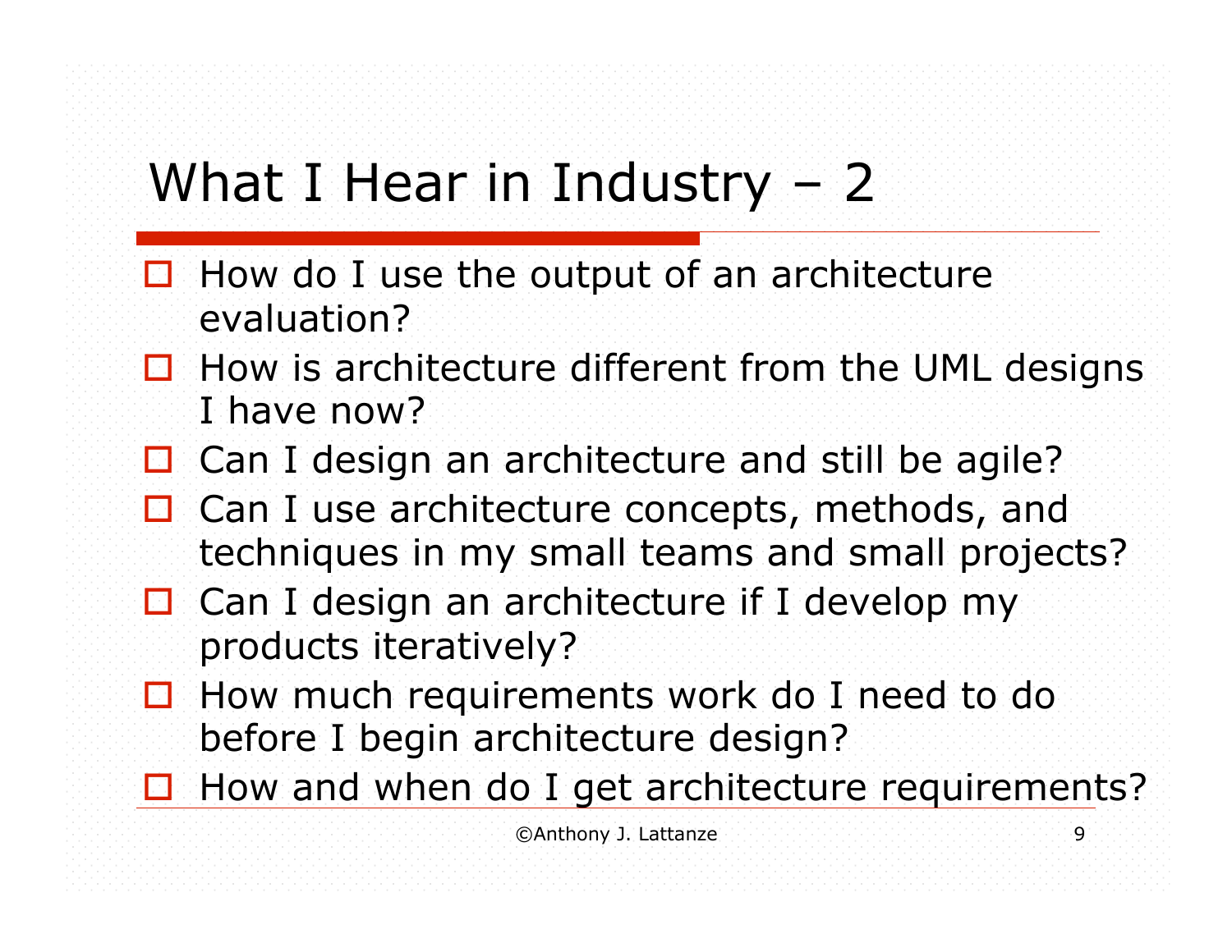# What I Hear in Industry – 2

- How do I use the output of an architecture evaluation?
- How is architecture different from the UML designs I have now?
- Can I design an architecture and still be agile?
- Can I use architecture concepts, methods, and techniques in my small teams and small projects?
- Can I design an architecture if I develop my products iteratively?
- How much requirements work do I need to do before I begin architecture design?
- How and when do I get architecture requirements?

©Anthony J. Lattanze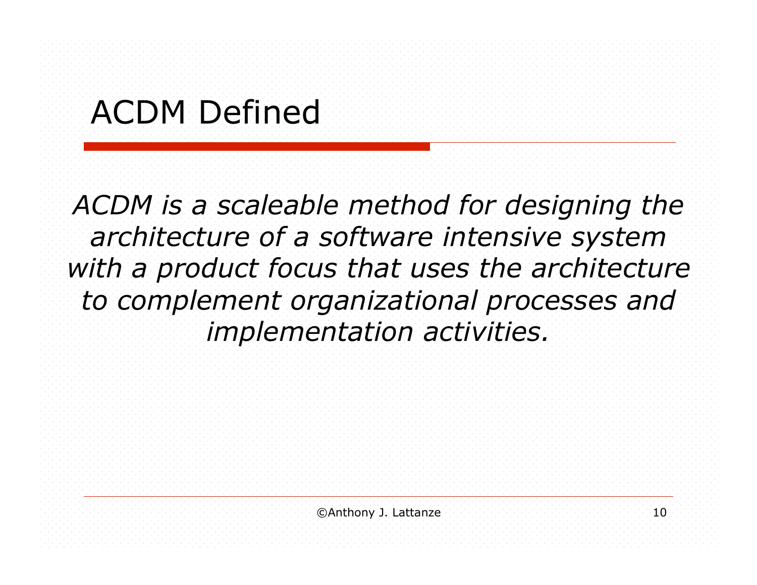# ACDM Defined

*ACDM is a scaleable method for designing the architecture of a software intensive system with a product focus that uses the architecture to complement organizational processes and implementation activities.*

©Anthony J. Lattanze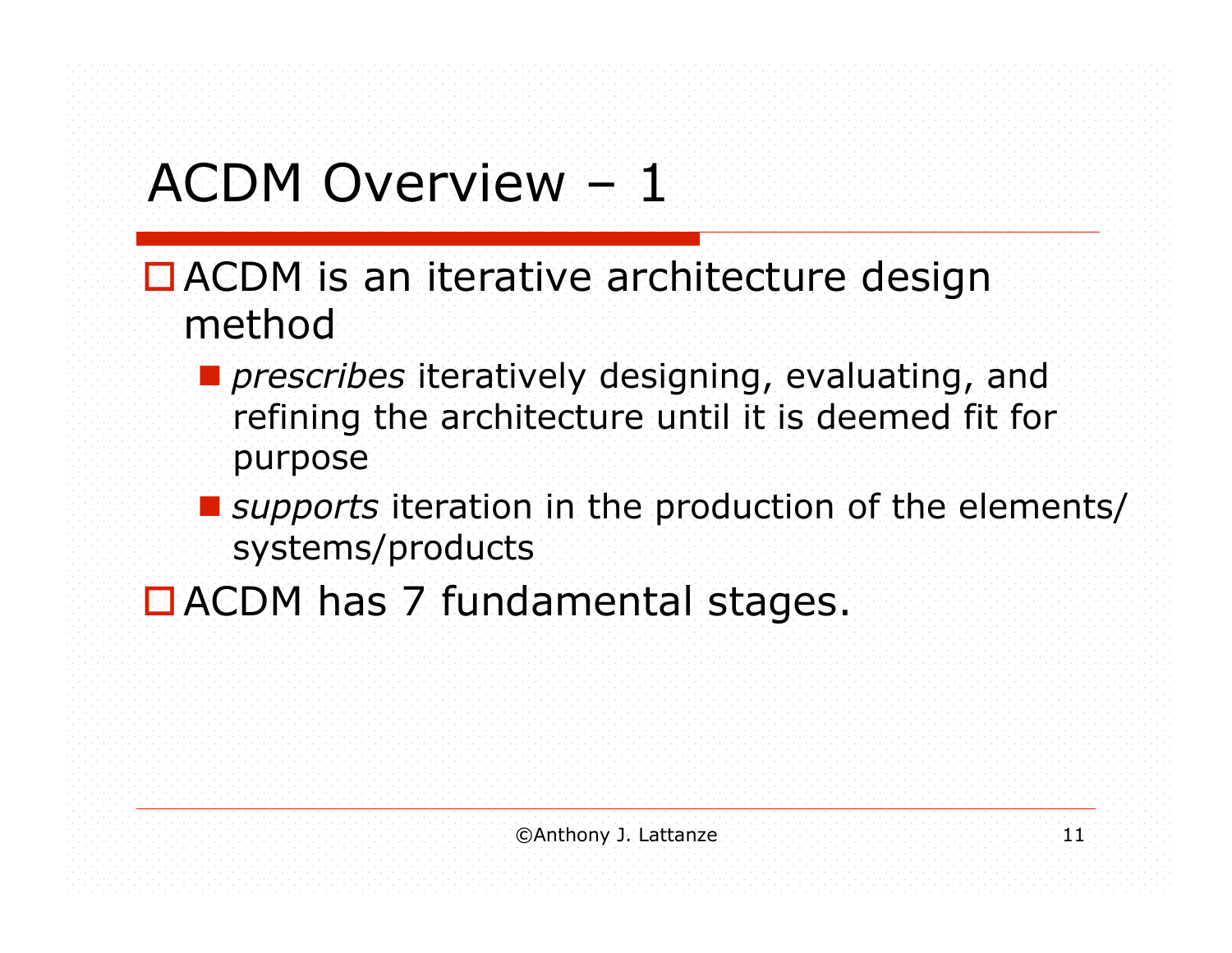# ACDM Overview – 1

- ACDM is an iterative architecture design method
  - *prescribes* iteratively designing, evaluating, and refining the architecture until it is deemed fit for purpose
  - *supports* iteration in the production of the elements/ systems/products
- ACDM has 7 fundamental stages.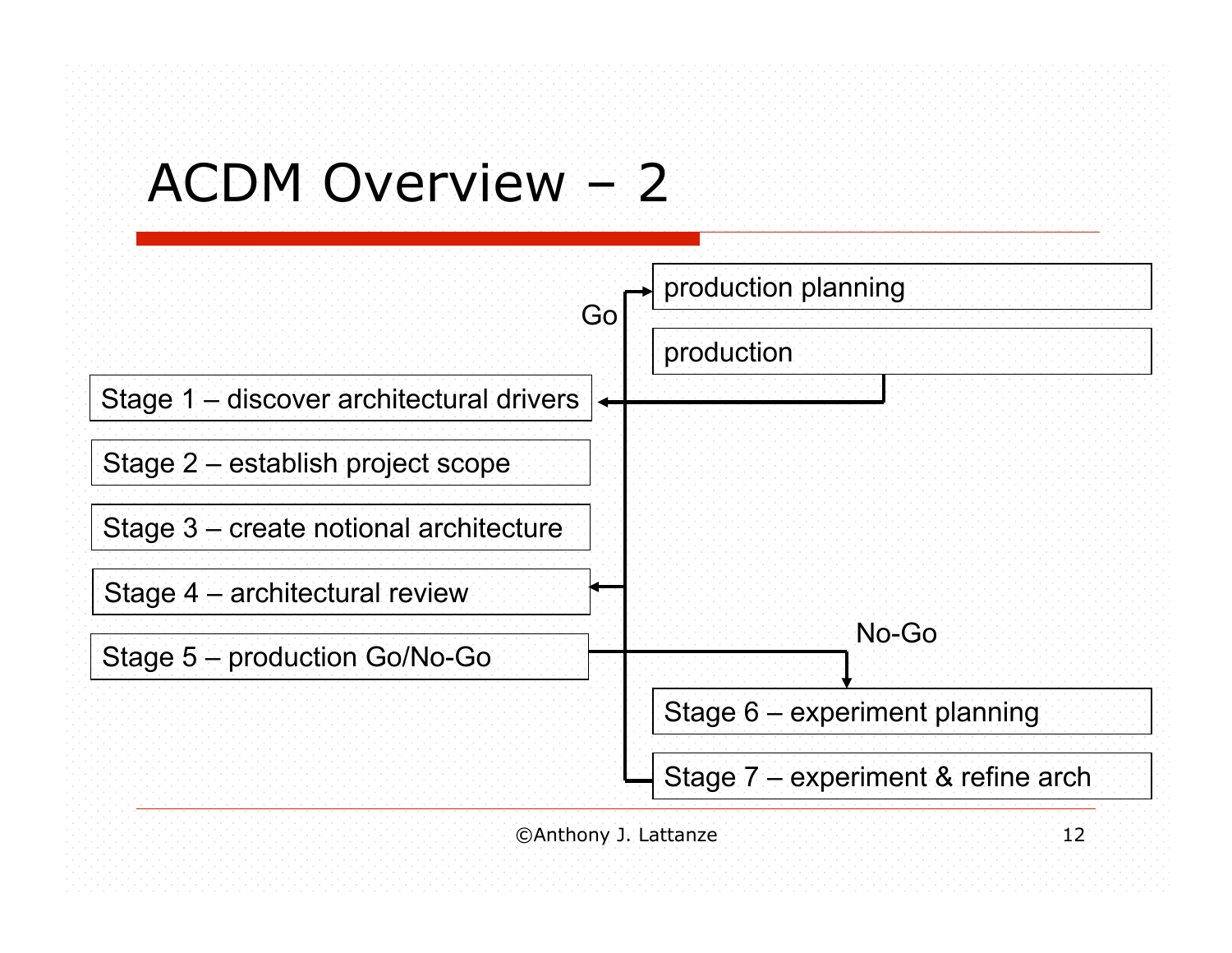# ACDM Overview – 2

- Stage 1 – discover architectural drivers
- Stage 2 – establish project scope
- Stage 3 – create notional architecture
- Stage 4 – architectural review
- Stage 5 – production Go/No-Go

Go

- production planning
- production

No-Go

- Stage 6 – experiment planning
- Stage 7 – experiment & refine arch

©Anthony J. Lattanze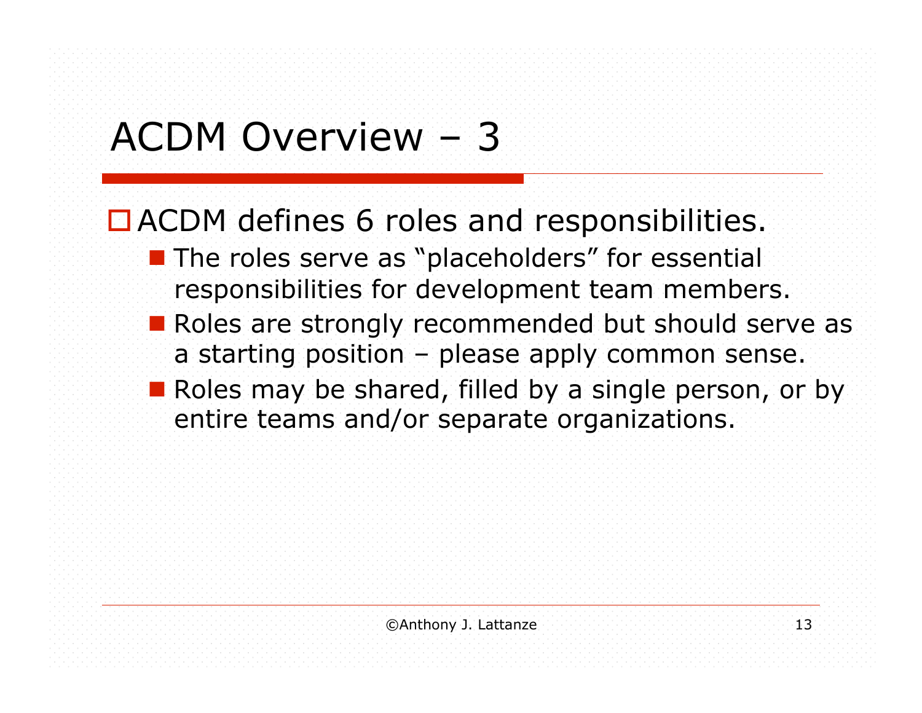# ACDM Overview – 3

- ACDM defines 6 roles and responsibilities.
  - The roles serve as "placeholders" for essential responsibilities for development team members.
  - Roles are strongly recommended but should serve as a starting position – please apply common sense.
  - Roles may be shared, filled by a single person, or by entire teams and/or separate organizations.

©Anthony J. Lattanze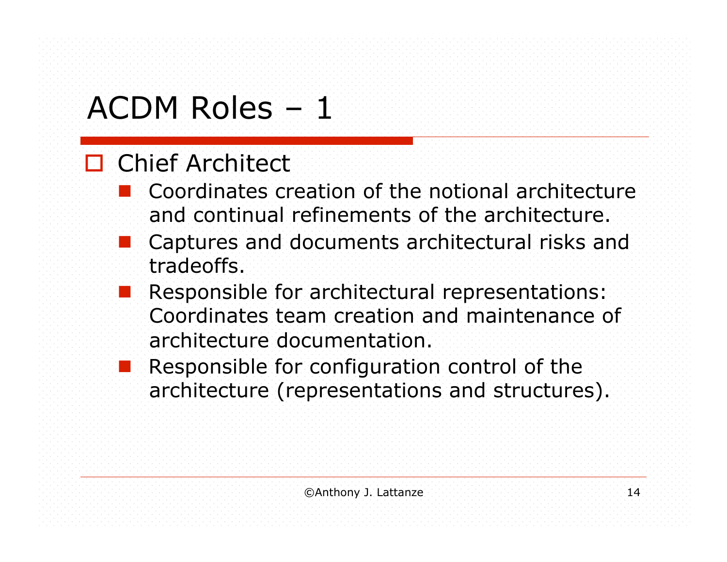# ACDM Roles – 1

- Chief Architect
  - Coordinates creation of the notional architecture and continual refinements of the architecture.
  - Captures and documents architectural risks and tradeoffs.
  - Responsible for architectural representations: Coordinates team creation and maintenance of architecture documentation.
  - Responsible for configuration control of the architecture (representations and structures).

©Anthony J. Lattanze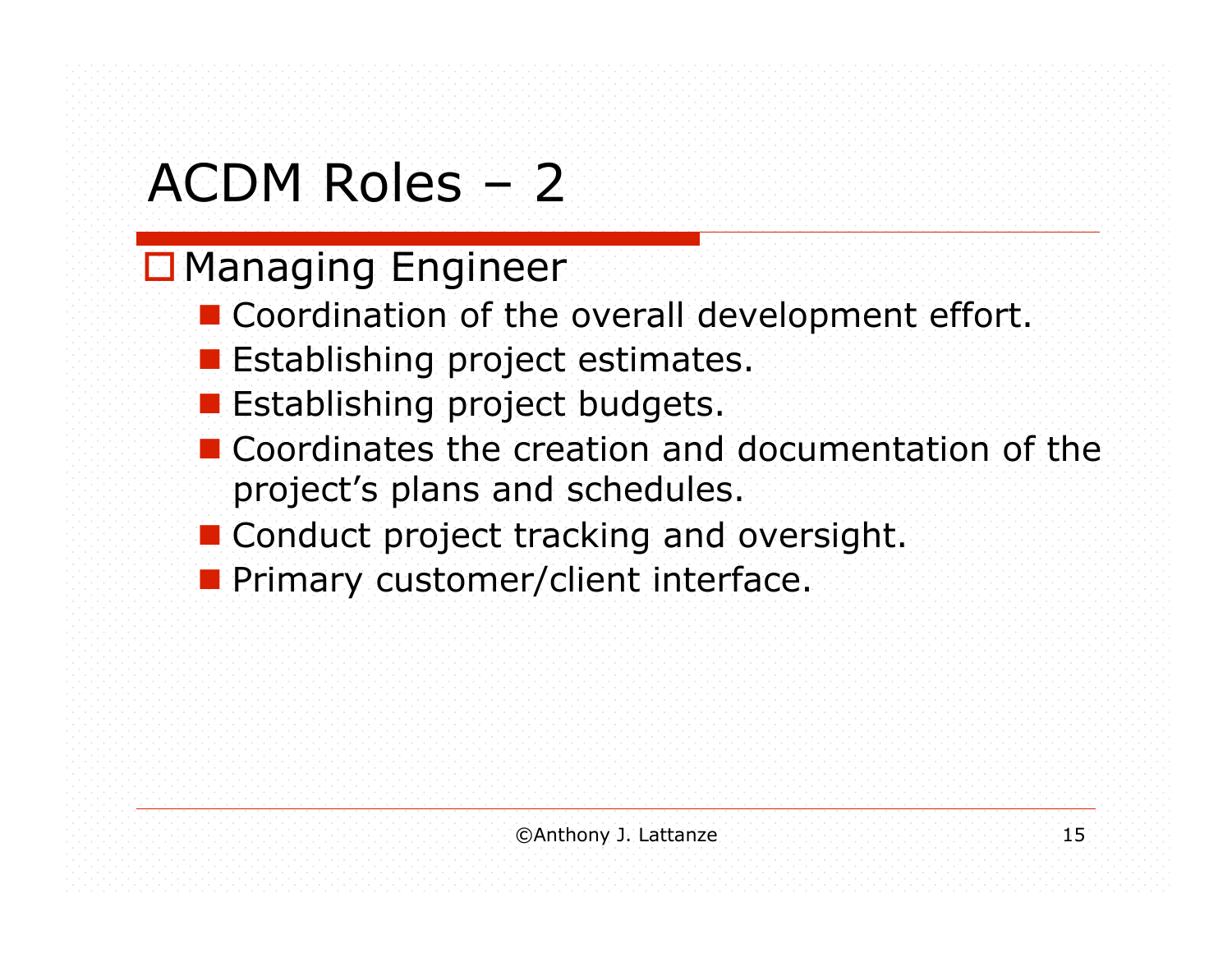# ACDM Roles – 2

- Managing Engineer
  - Coordination of the overall development effort.
  - Establishing project estimates.
  - Establishing project budgets.
  - Coordinates the creation and documentation of the project's plans and schedules.
  - Conduct project tracking and oversight.
  - Primary customer/client interface.

©Anthony J. Lattanze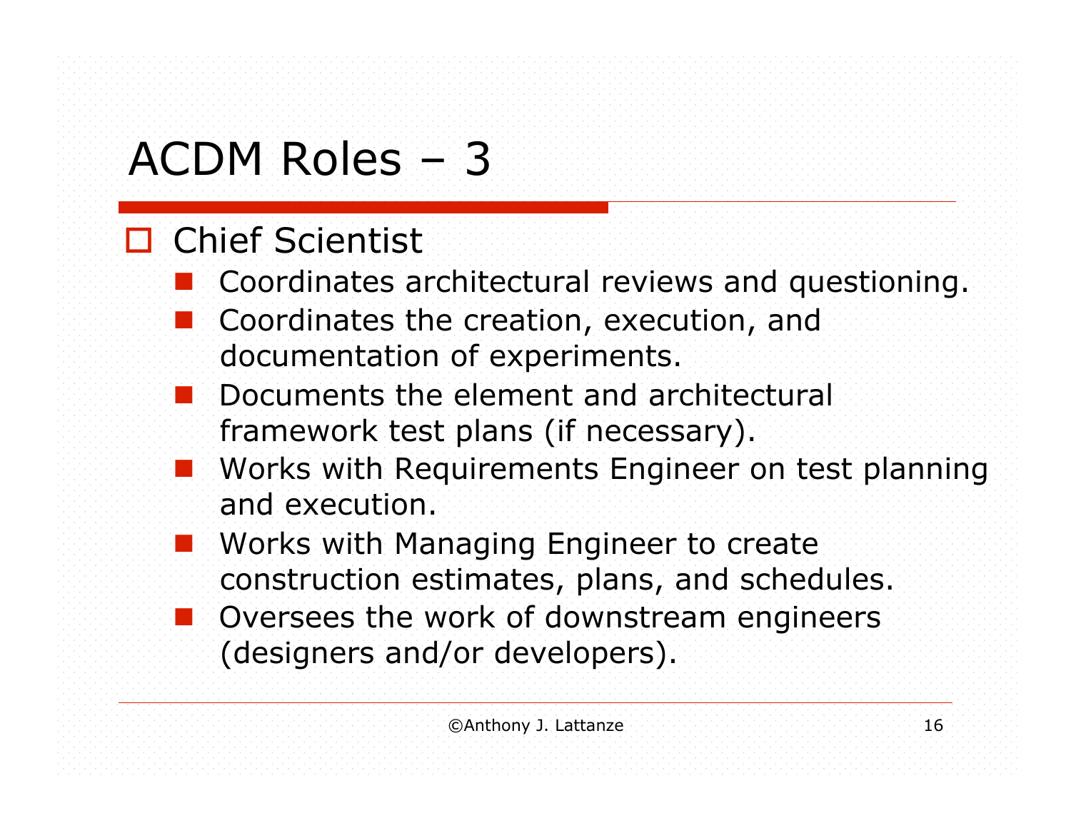# ACDM Roles – 3

- Chief Scientist
  - Coordinates architectural reviews and questioning.
  - Coordinates the creation, execution, and documentation of experiments.
  - Documents the element and architectural framework test plans (if necessary).
  - Works with Requirements Engineer on test planning and execution.
  - Works with Managing Engineer to create construction estimates, plans, and schedules.
  - Oversees the work of downstream engineers (designers and/or developers).

©Anthony J. Lattanze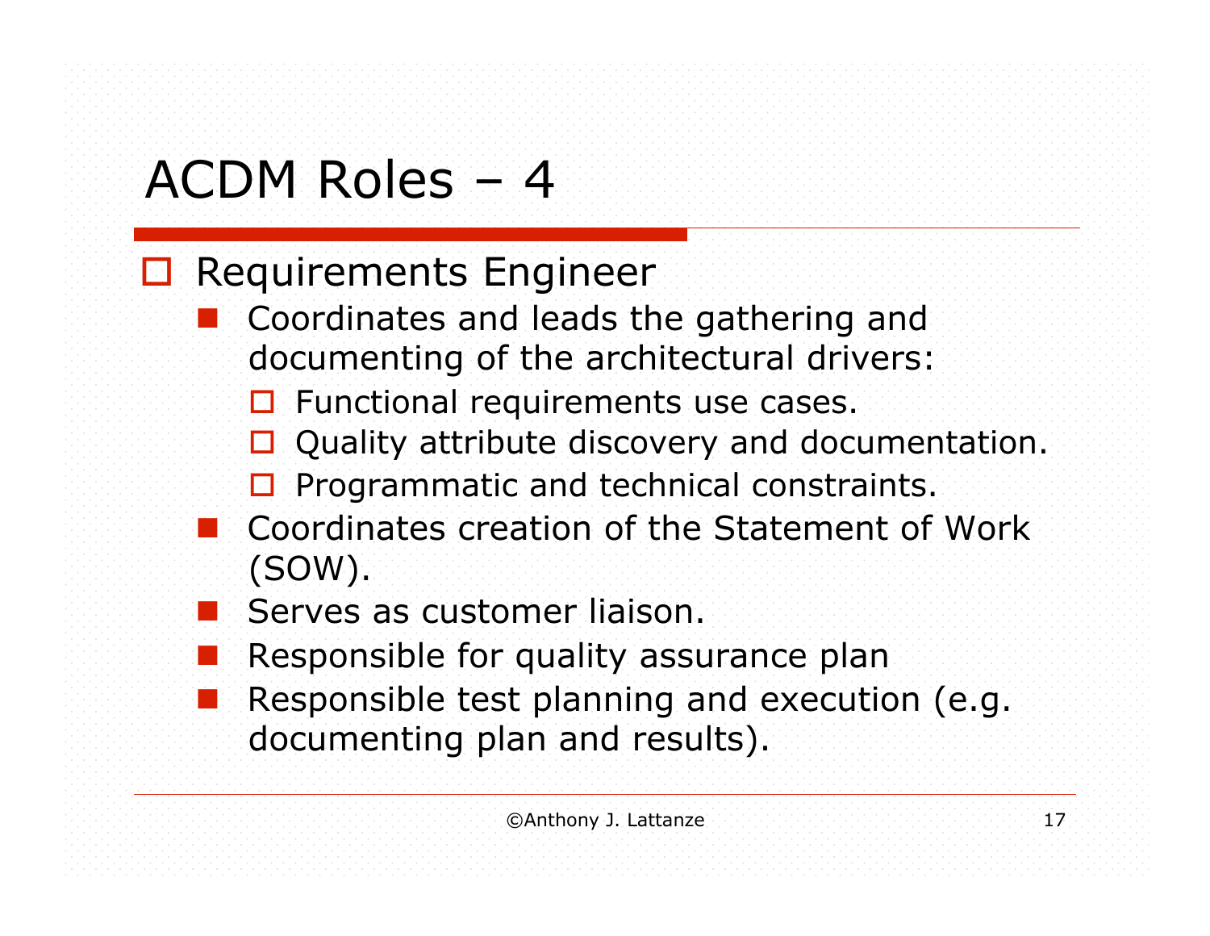# ACDM Roles – 4

- Requirements Engineer
  - Coordinates and leads the gathering and documenting of the architectural drivers:
    - Functional requirements use cases.
    - Quality attribute discovery and documentation.
    - Programmatic and technical constraints.
  - Coordinates creation of the Statement of Work (SOW).
  - Serves as customer liaison.
  - Responsible for quality assurance plan
  - Responsible test planning and execution (e.g. documenting plan and results).

©Anthony J. Lattanze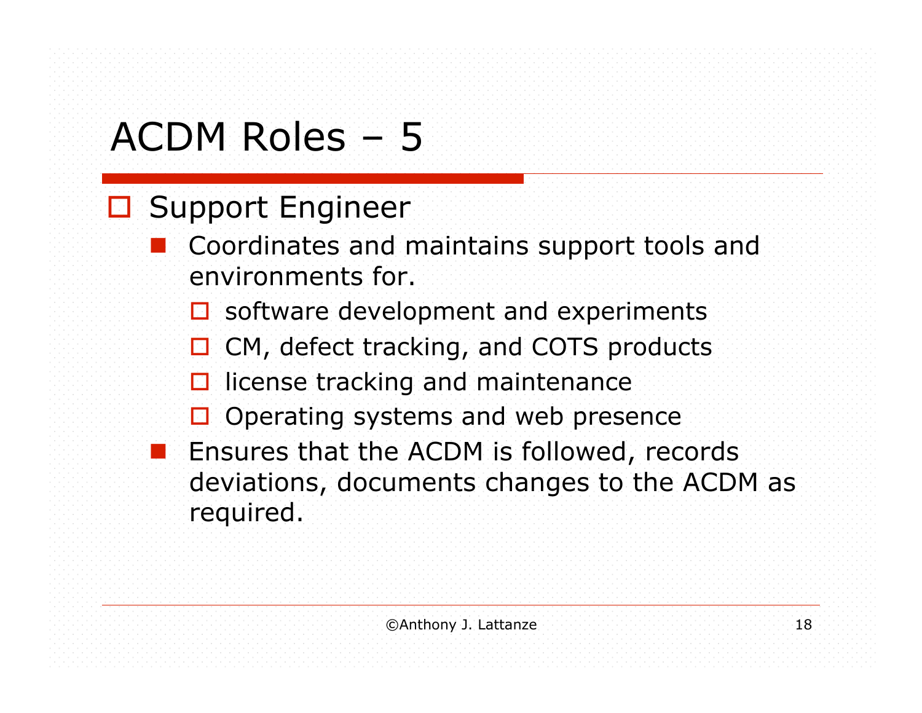# ACDM Roles – 5

- Support Engineer
  - Coordinates and maintains support tools and environments for.
    - software development and experiments
    - CM, defect tracking, and COTS products
    - license tracking and maintenance
    - Operating systems and web presence
  - Ensures that the ACDM is followed, records deviations, documents changes to the ACDM as required.

©Anthony J. Lattanze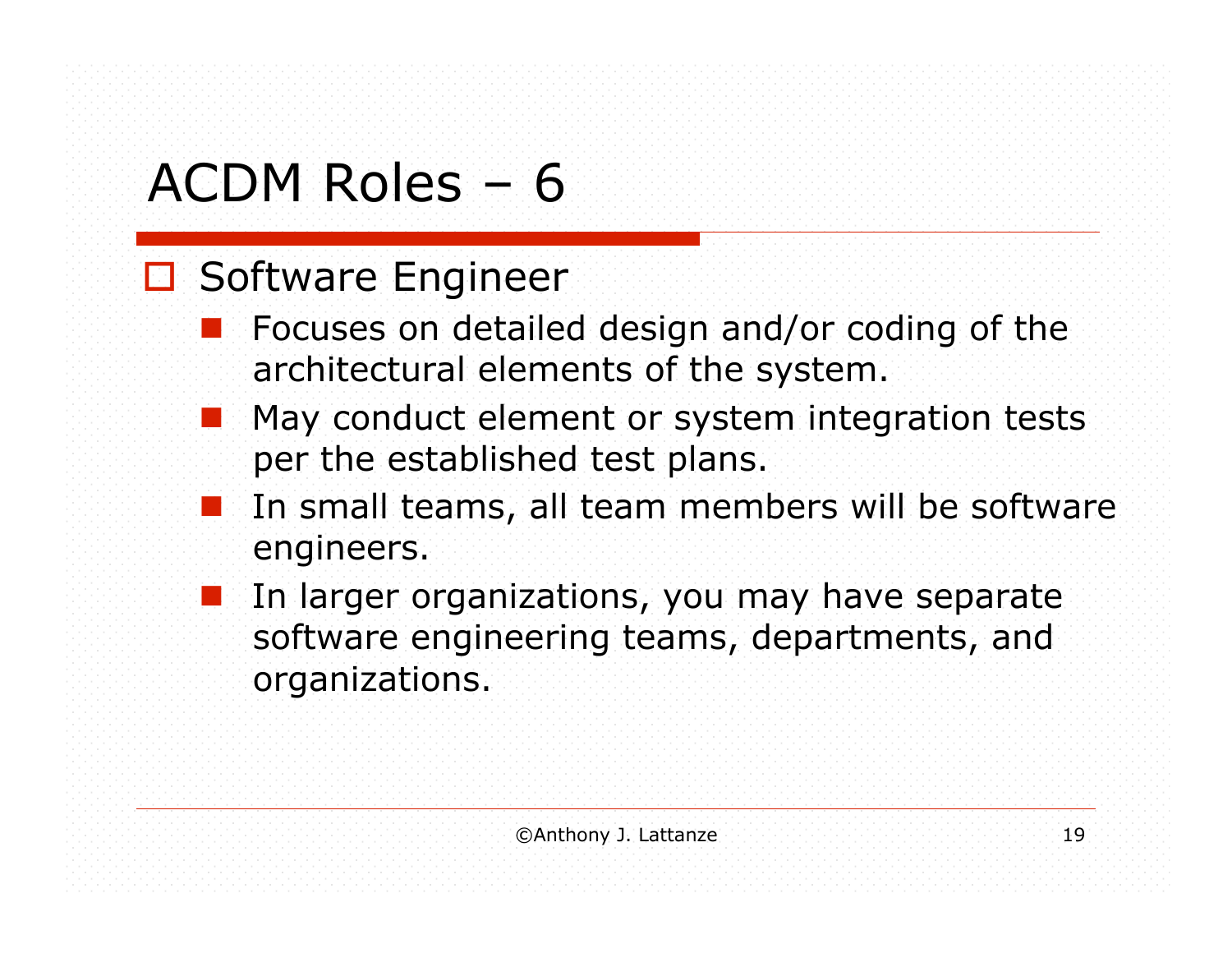# ACDM Roles – 6

- Software Engineer
  - Focuses on detailed design and/or coding of the architectural elements of the system.
  - May conduct element or system integration tests per the established test plans.
  - In small teams, all team members will be software engineers.
  - In larger organizations, you may have separate software engineering teams, departments, and organizations.

©Anthony J. Lattanze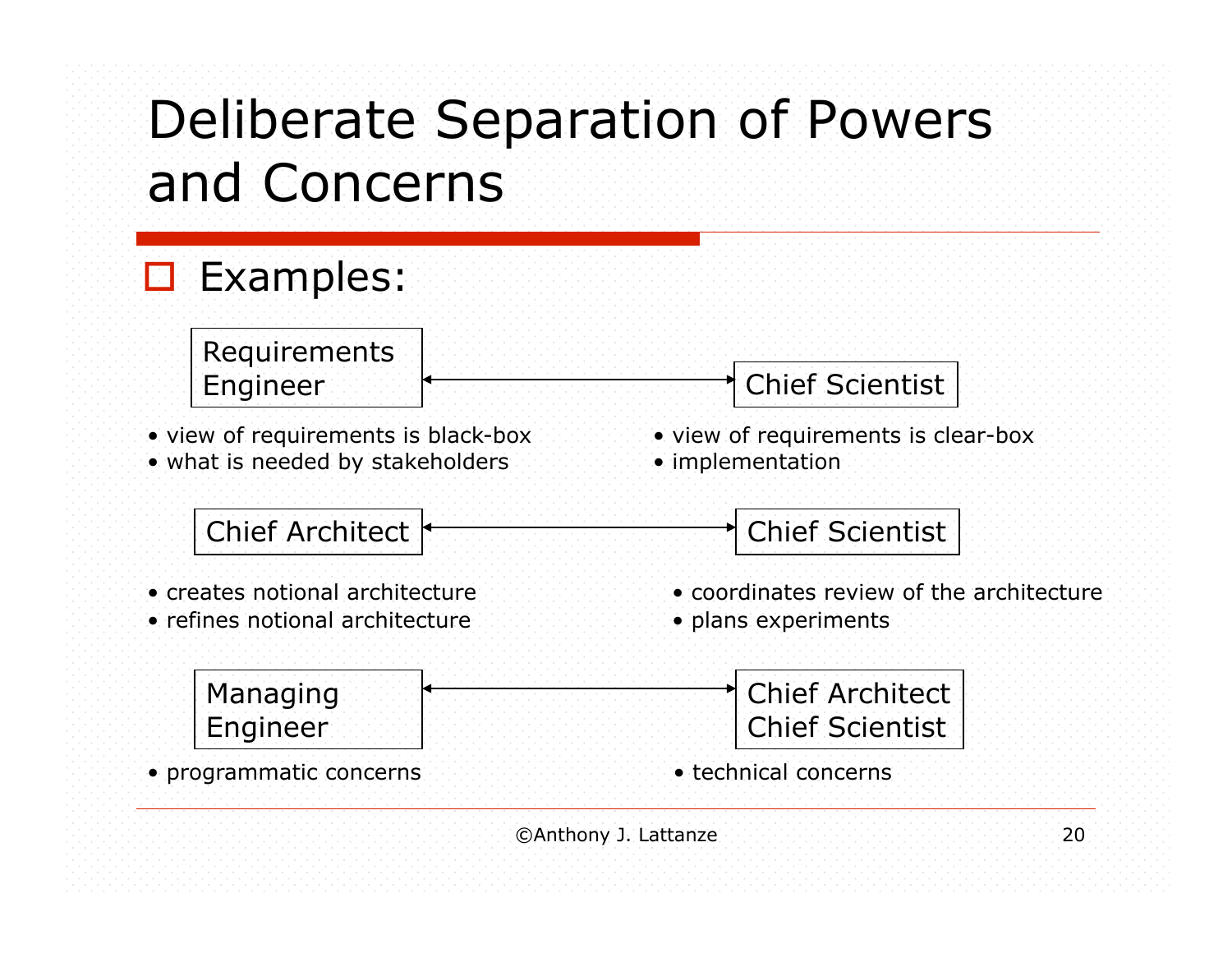# Deliberate Separation of Powers and Concerns

- Examples:

**Requirements Engineer** ↔ **Chief Scientist**

| Requirements Engineer | Chief Scientist |
| --- | --- |
| • view of requirements is black-box<br>• what is needed by stakeholders | • view of requirements is clear-box<br>• implementation |

**Chief Architect** ↔ **Chief Scientist**

| Chief Architect | Chief Scientist |
| --- | --- |
| • creates notional architecture<br>• refines notional architecture | • coordinates review of the architecture<br>• plans experiments |

**Managing Engineer** ↔ **Chief Architect / Chief Scientist**

| Managing Engineer | Chief Architect<br>Chief Scientist |
| --- | --- |
| • programmatic concerns | • technical concerns |

©Anthony J. Lattanze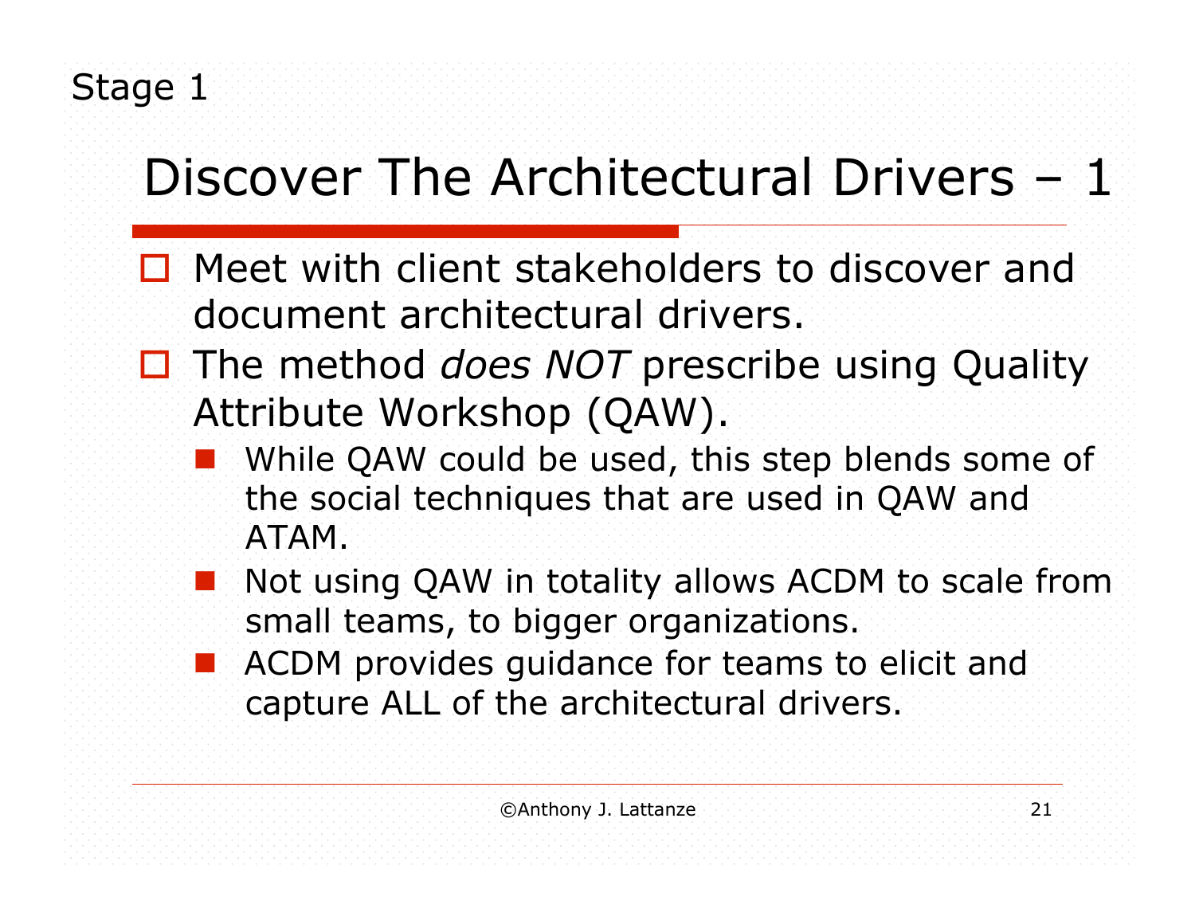Stage 1

# Discover The Architectural Drivers – 1

- Meet with client stakeholders to discover and document architectural drivers.
- The method *does NOT* prescribe using Quality Attribute Workshop (QAW).
  - While QAW could be used, this step blends some of the social techniques that are used in QAW and ATAM.
  - Not using QAW in totality allows ACDM to scale from small teams, to bigger organizations.
  - ACDM provides guidance for teams to elicit and capture ALL of the architectural drivers.

©Anthony J. Lattanze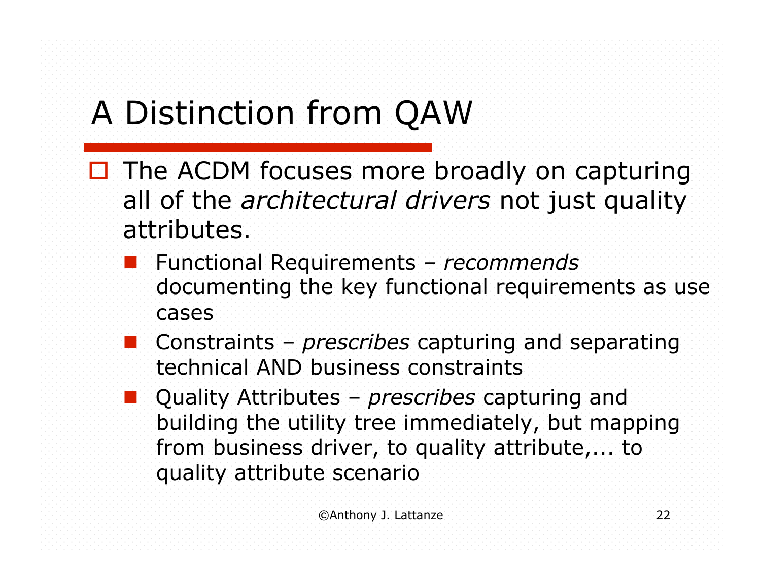# A Distinction from QAW

- The ACDM focuses more broadly on capturing all of the *architectural drivers* not just quality attributes.
  - Functional Requirements – *recommends* documenting the key functional requirements as use cases
  - Constraints – *prescribes* capturing and separating technical AND business constraints
  - Quality Attributes – *prescribes* capturing and building the utility tree immediately, but mapping from business driver, to quality attribute,... to quality attribute scenario

©Anthony J. Lattanze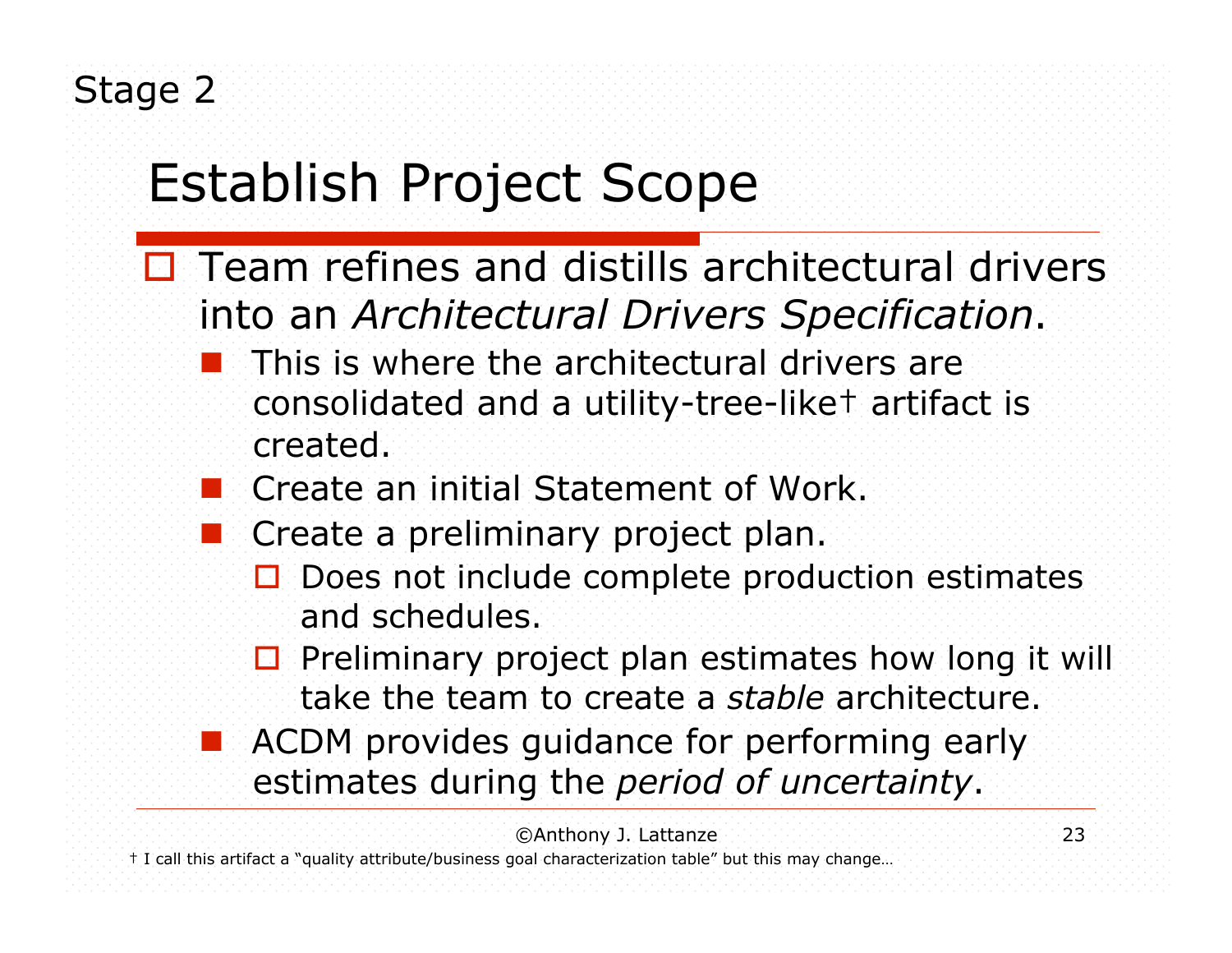Stage 2

# Establish Project Scope

- Team refines and distills architectural drivers into an *Architectural Drivers Specification*.
  - This is where the architectural drivers are consolidated and a utility-tree-like† artifact is created.
  - Create an initial Statement of Work.
  - Create a preliminary project plan.
    - Does not include complete production estimates and schedules.
    - Preliminary project plan estimates how long it will take the team to create a *stable* architecture.
  - ACDM provides guidance for performing early estimates during the *period of uncertainty*.

©Anthony J. Lattanze

† I call this artifact a "quality attribute/business goal characterization table" but this may change…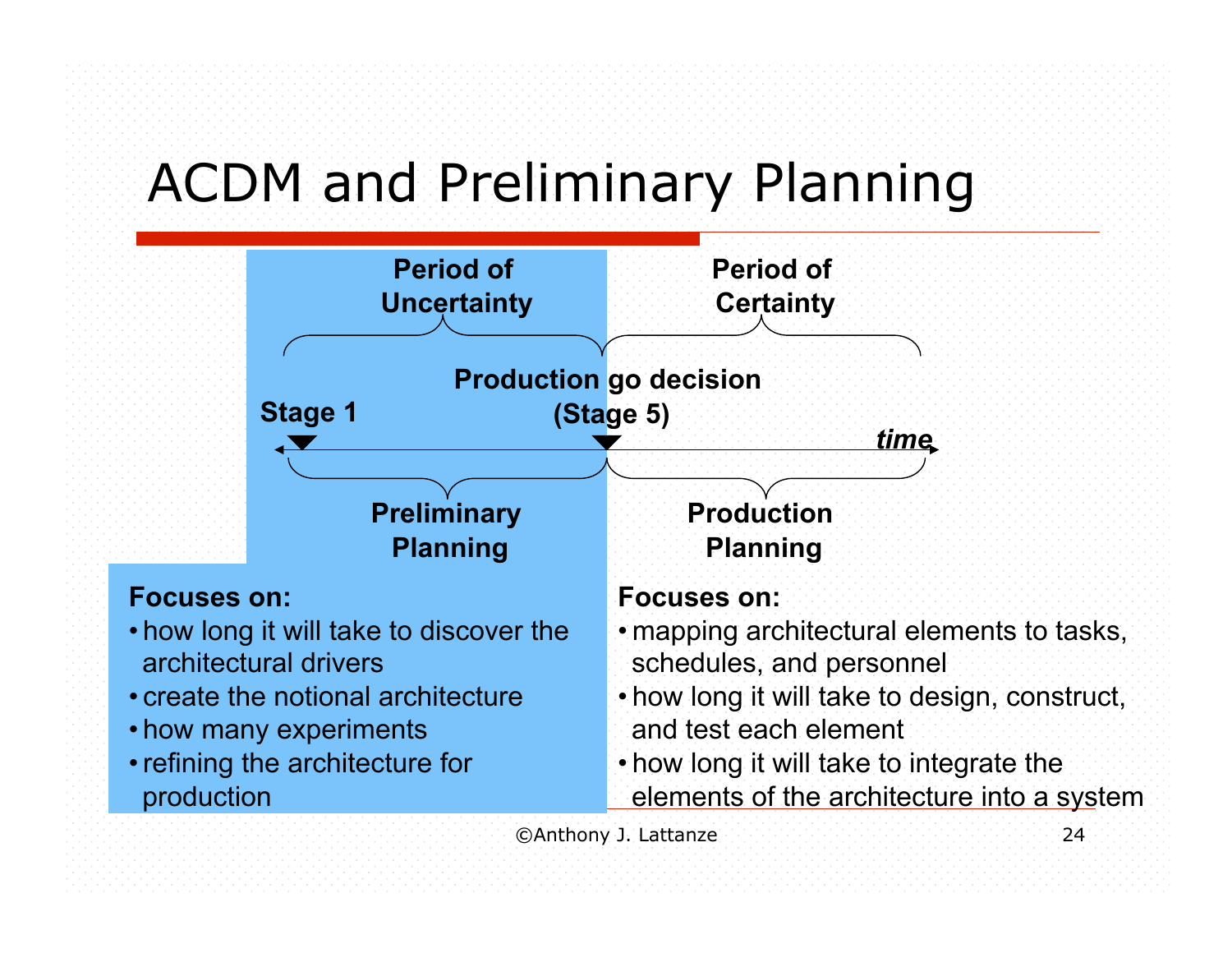# ACDM and Preliminary Planning

**Period of Uncertainty** | **Period of Certainty**

**Stage 1** — **Production go decision (Stage 5)** — *time*

**Preliminary Planning** | **Production Planning**

**Focuses on:**
- how long it will take to discover the architectural drivers
- create the notional architecture
- how many experiments
- refining the architecture for production

**Focuses on:**
- mapping architectural elements to tasks, schedules, and personnel
- how long it will take to design, construct, and test each element
- how long it will take to integrate the elements of the architecture into a system

©Anthony J. Lattanze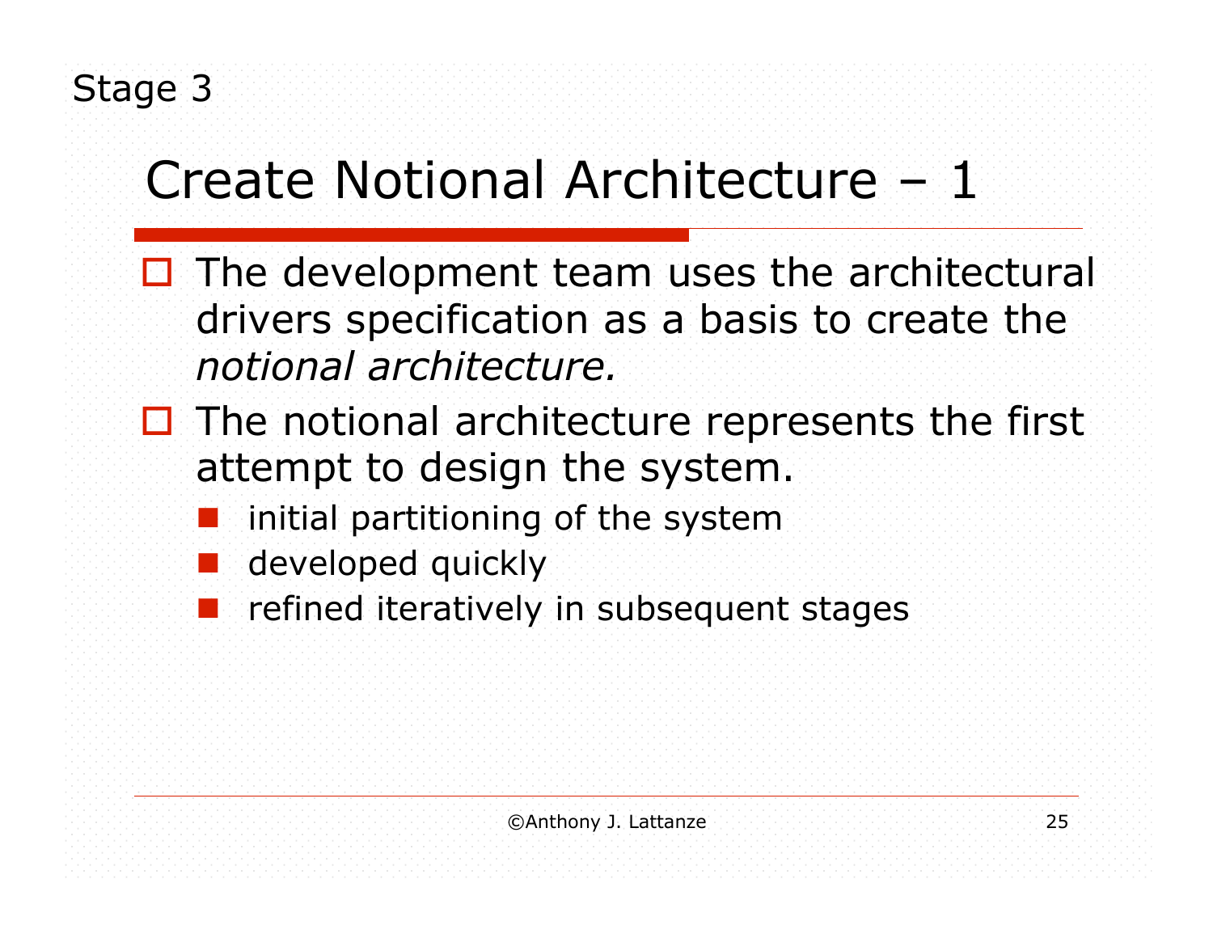Stage 3

# Create Notional Architecture – 1

- The development team uses the architectural drivers specification as a basis to create the *notional architecture.*
- The notional architecture represents the first attempt to design the system.
  - initial partitioning of the system
  - developed quickly
  - refined iteratively in subsequent stages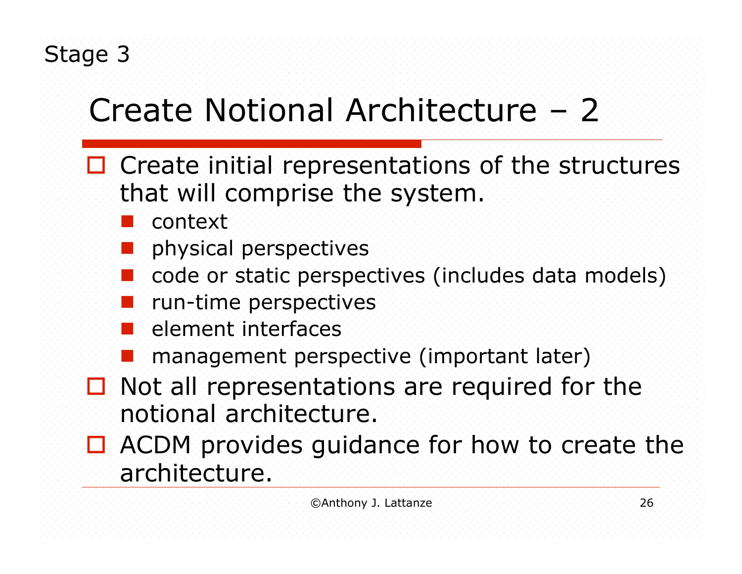Stage 3

# Create Notional Architecture – 2

- Create initial representations of the structures that will comprise the system.
  - context
  - physical perspectives
  - code or static perspectives (includes data models)
  - run-time perspectives
  - element interfaces
  - management perspective (important later)
- Not all representations are required for the notional architecture.
- ACDM provides guidance for how to create the architecture.

©Anthony J. Lattanze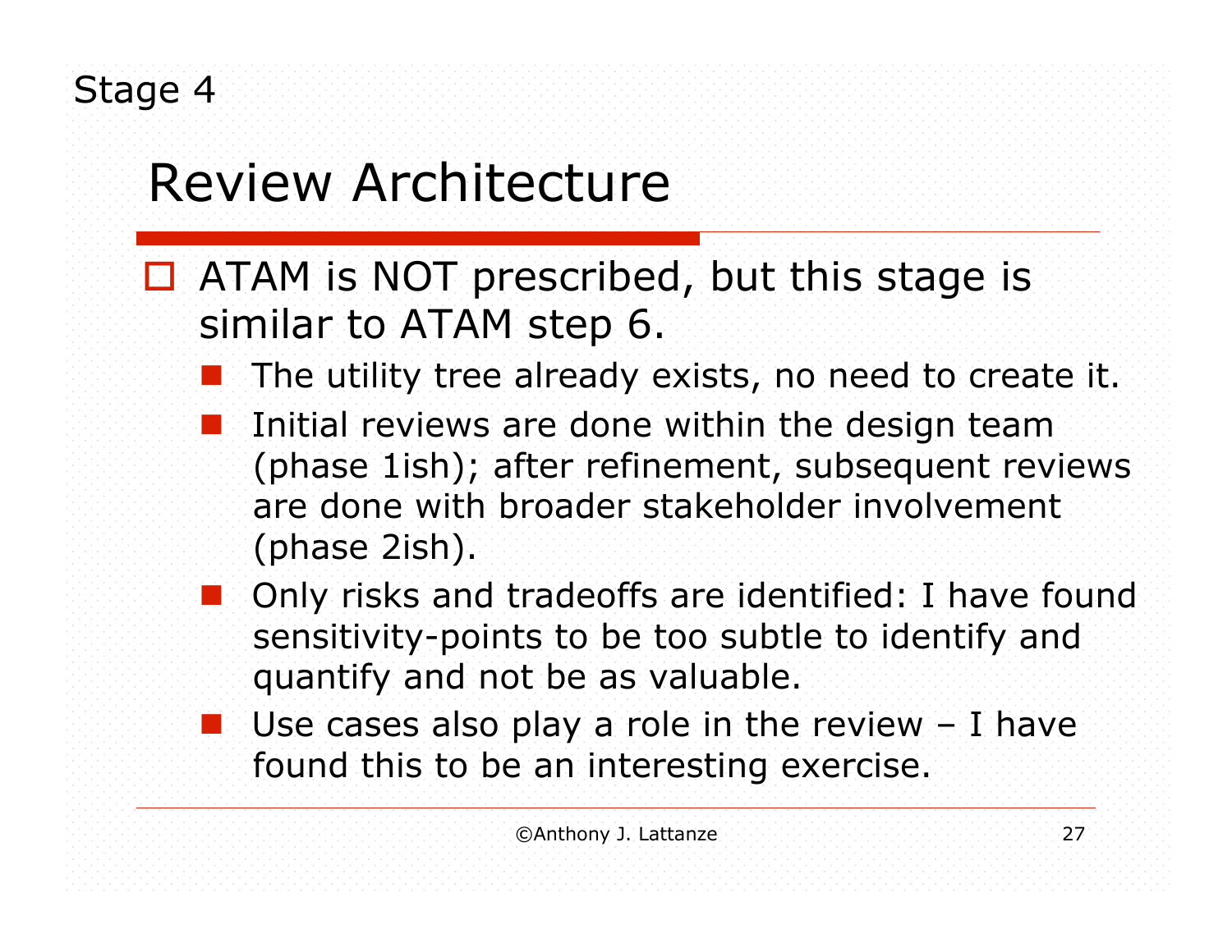Stage 4

# Review Architecture

- ATAM is NOT prescribed, but this stage is similar to ATAM step 6.
  - The utility tree already exists, no need to create it.
  - Initial reviews are done within the design team (phase 1ish); after refinement, subsequent reviews are done with broader stakeholder involvement (phase 2ish).
  - Only risks and tradeoffs are identified: I have found sensitivity-points to be too subtle to identify and quantify and not be as valuable.
  - Use cases also play a role in the review – I have found this to be an interesting exercise.

©Anthony J. Lattanze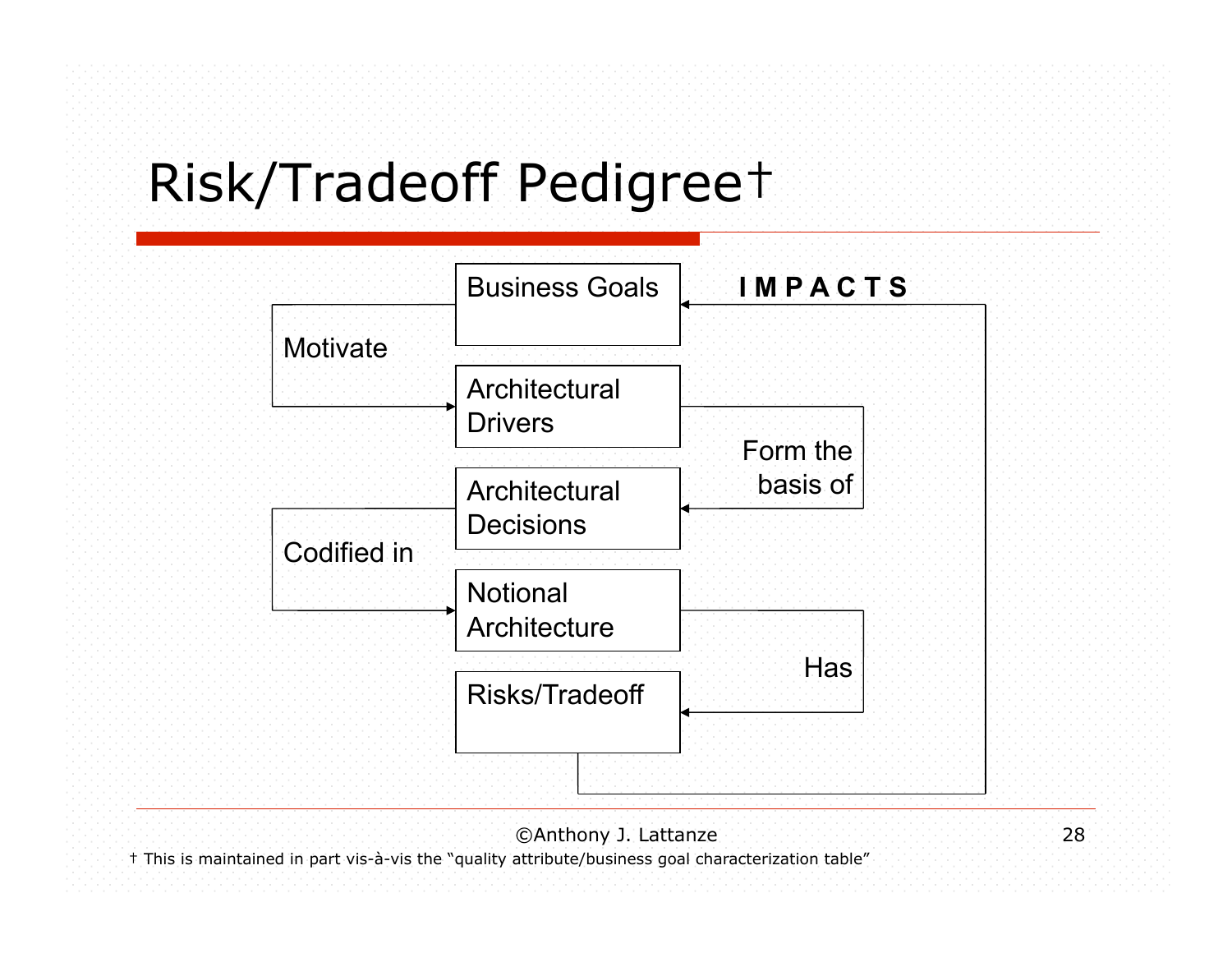# Risk/Tradeoff Pedigree†

Business Goals

Motivate

Architectural Drivers

Form the basis of

Architectural Decisions

Codified in

Notional Architecture

Has

Risks/Tradeoff

IMPACTS

©Anthony J. Lattanze

† This is maintained in part vis-à-vis the "quality attribute/business goal characterization table"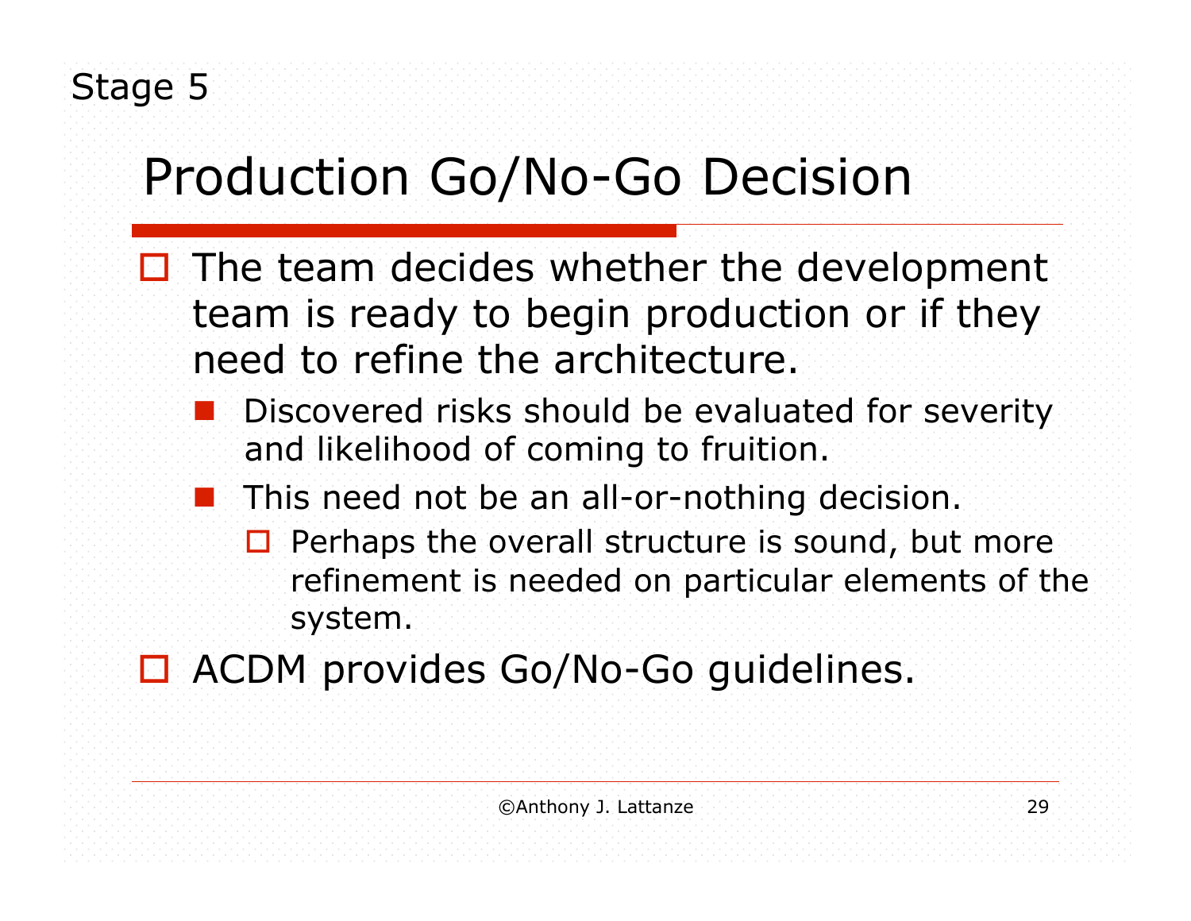Stage 5

# Production Go/No-Go Decision

- The team decides whether the development team is ready to begin production or if they need to refine the architecture.
  - Discovered risks should be evaluated for severity and likelihood of coming to fruition.
  - This need not be an all-or-nothing decision.
    - Perhaps the overall structure is sound, but more refinement is needed on particular elements of the system.
- ACDM provides Go/No-Go guidelines.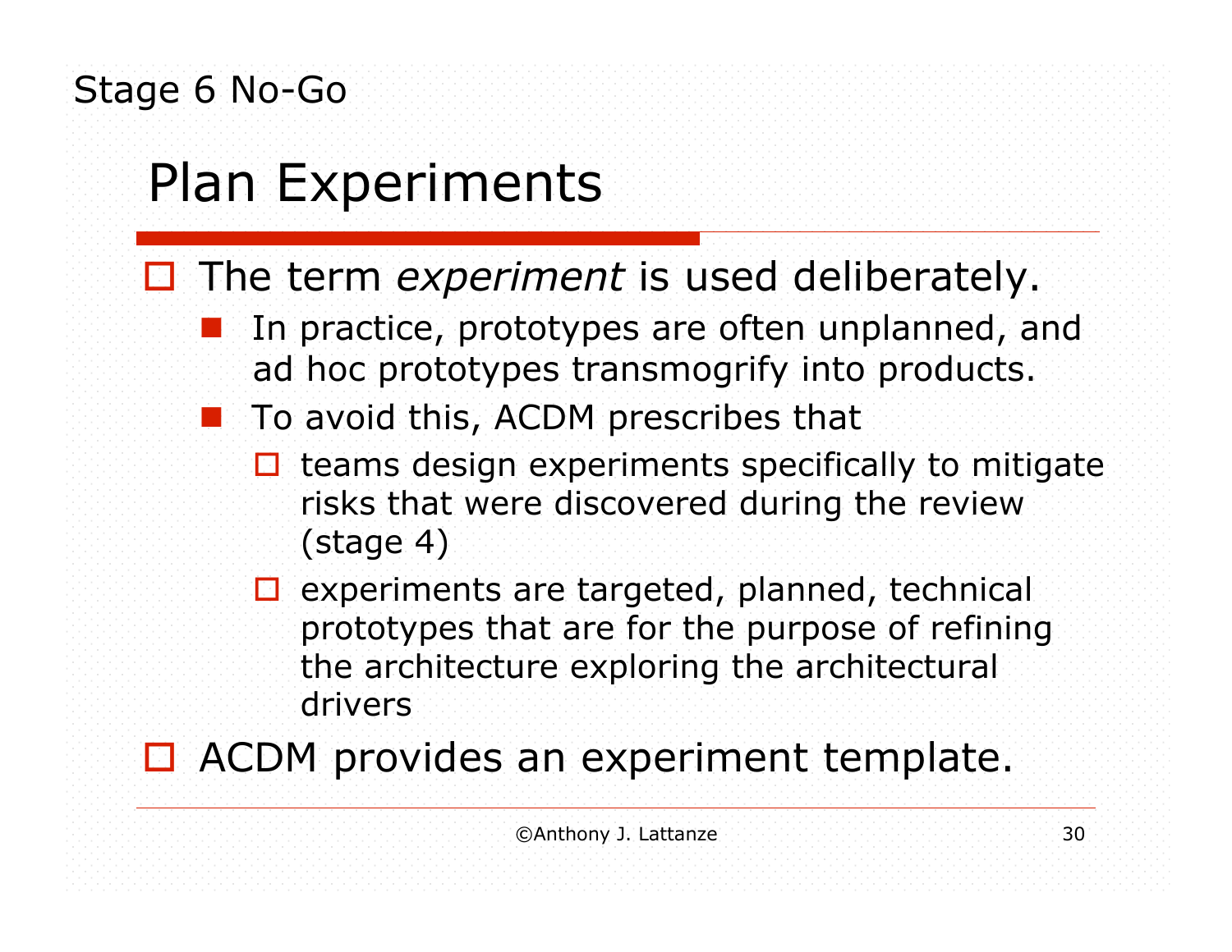Stage 6 No-Go

# Plan Experiments

- The term *experiment* is used deliberately.
  - In practice, prototypes are often unplanned, and ad hoc prototypes transmogrify into products.
  - To avoid this, ACDM prescribes that
    - teams design experiments specifically to mitigate risks that were discovered during the review (stage 4)
    - experiments are targeted, planned, technical prototypes that are for the purpose of refining the architecture exploring the architectural drivers
- ACDM provides an experiment template.

©Anthony J. Lattanze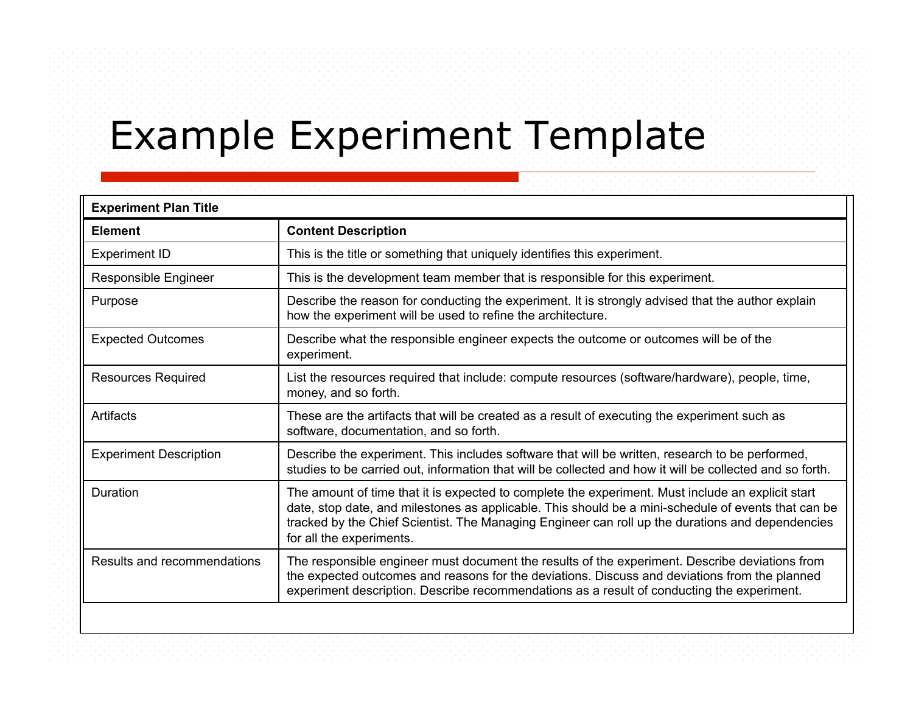# Example Experiment Template

| **Experiment Plan Title** | |
|---|---|
| **Element** | **Content Description** |
| Experiment ID | This is the title or something that uniquely identifies this experiment. |
| Responsible Engineer | This is the development team member that is responsible for this experiment. |
| Purpose | Describe the reason for conducting the experiment. It is strongly advised that the author explain how the experiment will be used to refine the architecture. |
| Expected Outcomes | Describe what the responsible engineer expects the outcome or outcomes will be of the experiment. |
| Resources Required | List the resources required that include: compute resources (software/hardware), people, time, money, and so forth. |
| Artifacts | These are the artifacts that will be created as a result of executing the experiment such as software, documentation, and so forth. |
| Experiment Description | Describe the experiment. This includes software that will be written, research to be performed, studies to be carried out, information that will be collected and how it will be collected and so forth. |
| Duration | The amount of time that it is expected to complete the experiment. Must include an explicit start date, stop date, and milestones as applicable. This should be a mini-schedule of events that can be tracked by the Chief Scientist. The Managing Engineer can roll up the durations and dependencies for all the experiments. |
| Results and recommendations | The responsible engineer must document the results of the experiment. Describe deviations from the expected outcomes and reasons for the deviations. Discuss and deviations from the planned experiment description. Describe recommendations as a result of conducting the experiment. |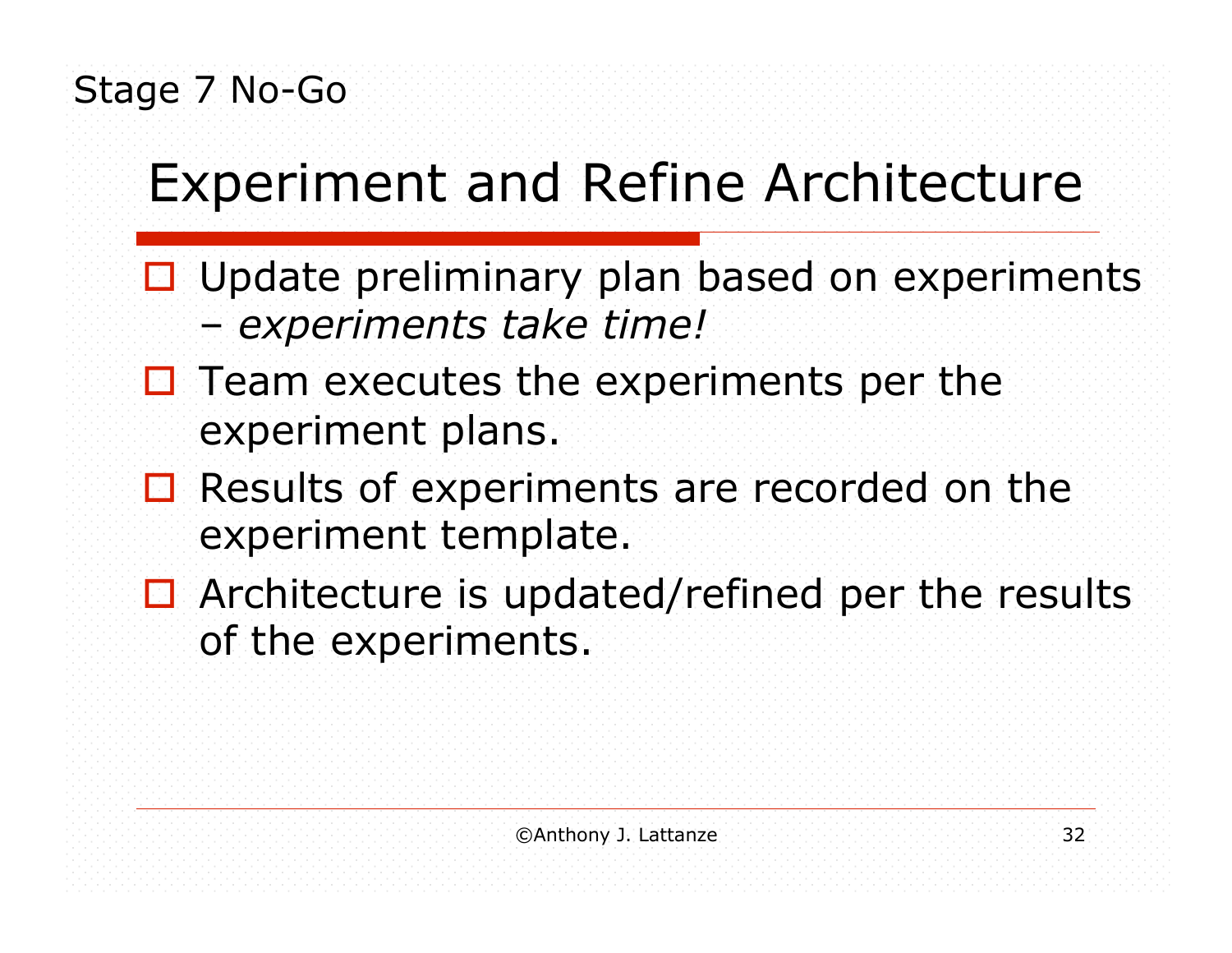Stage 7 No-Go

# Experiment and Refine Architecture

- Update preliminary plan based on experiments – *experiments take time!*
- Team executes the experiments per the experiment plans.
- Results of experiments are recorded on the experiment template.
- Architecture is updated/refined per the results of the experiments.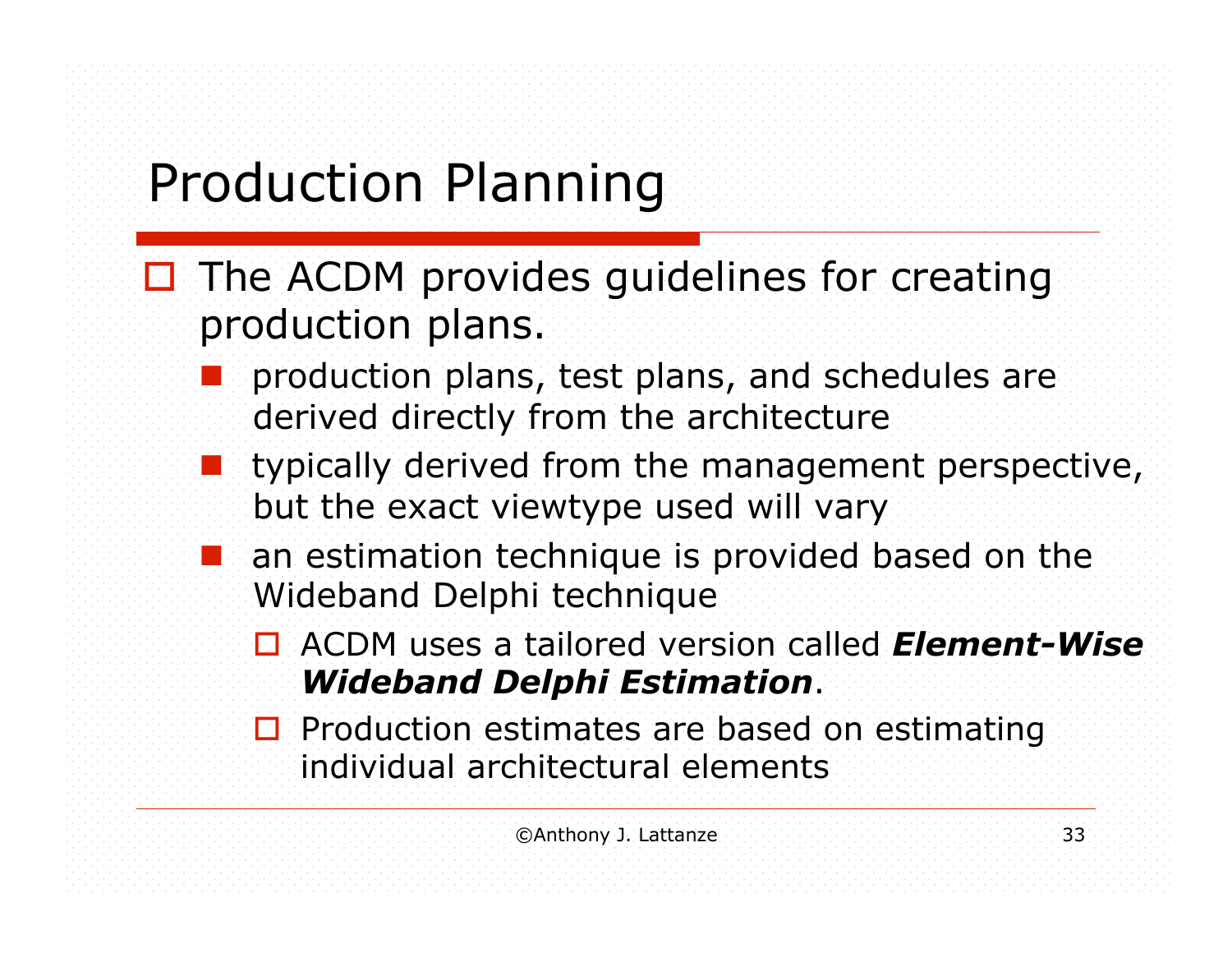# Production Planning

- The ACDM provides guidelines for creating production plans.
  - production plans, test plans, and schedules are derived directly from the architecture
  - typically derived from the management perspective, but the exact viewtype used will vary
  - an estimation technique is provided based on the Wideband Delphi technique
    - ACDM uses a tailored version called ***Element-Wise Wideband Delphi Estimation***.
    - Production estimates are based on estimating individual architectural elements

©Anthony J. Lattanze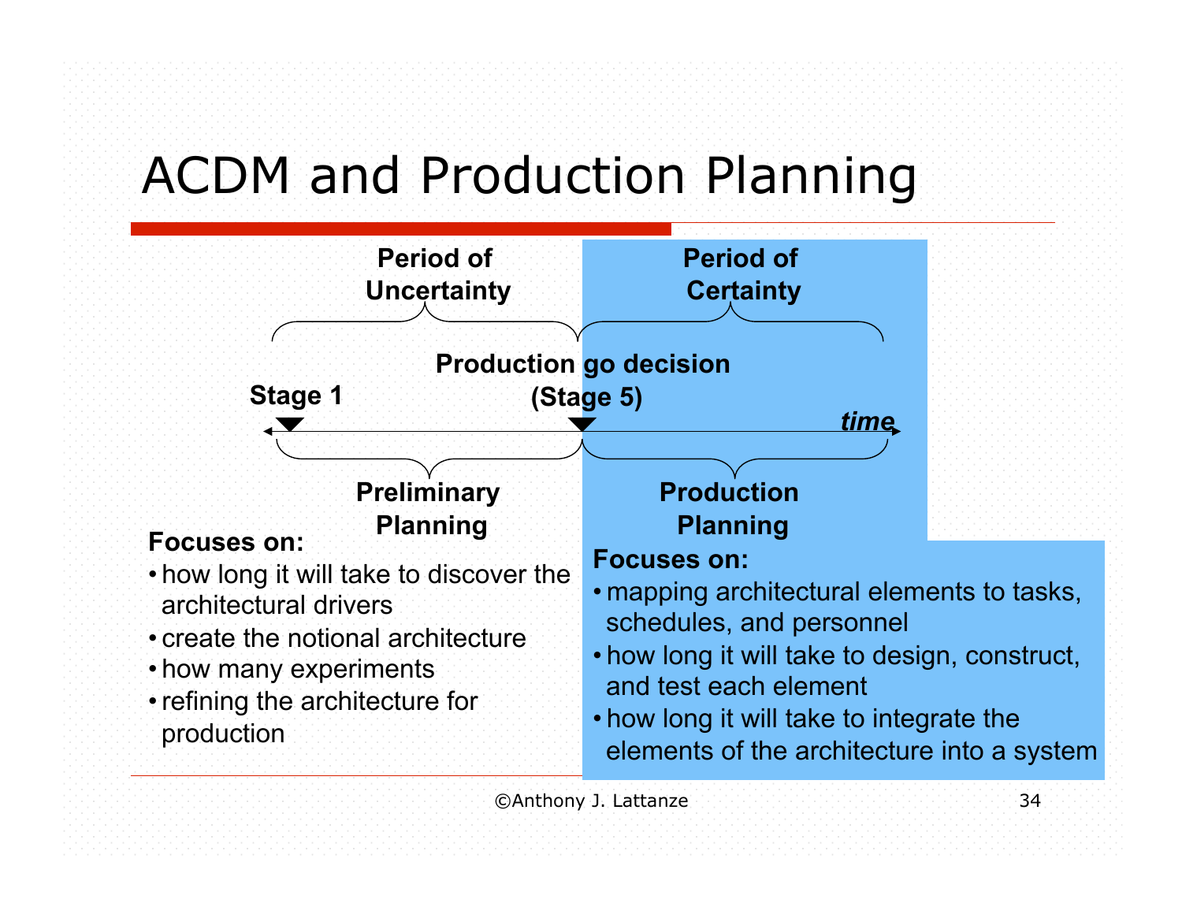# ACDM and Production Planning

**Period of Uncertainty**

**Period of Certainty**

**Stage 1**

**Production go decision (Stage 5)**

***time***

**Preliminary Planning**

**Production Planning**

**Focuses on:**

- how long it will take to discover the architectural drivers
- create the notional architecture
- how many experiments
- refining the architecture for production

**Focuses on:**

- mapping architectural elements to tasks, schedules, and personnel
- how long it will take to design, construct, and test each element
- how long it will take to integrate the elements of the architecture into a system

©Anthony J. Lattanze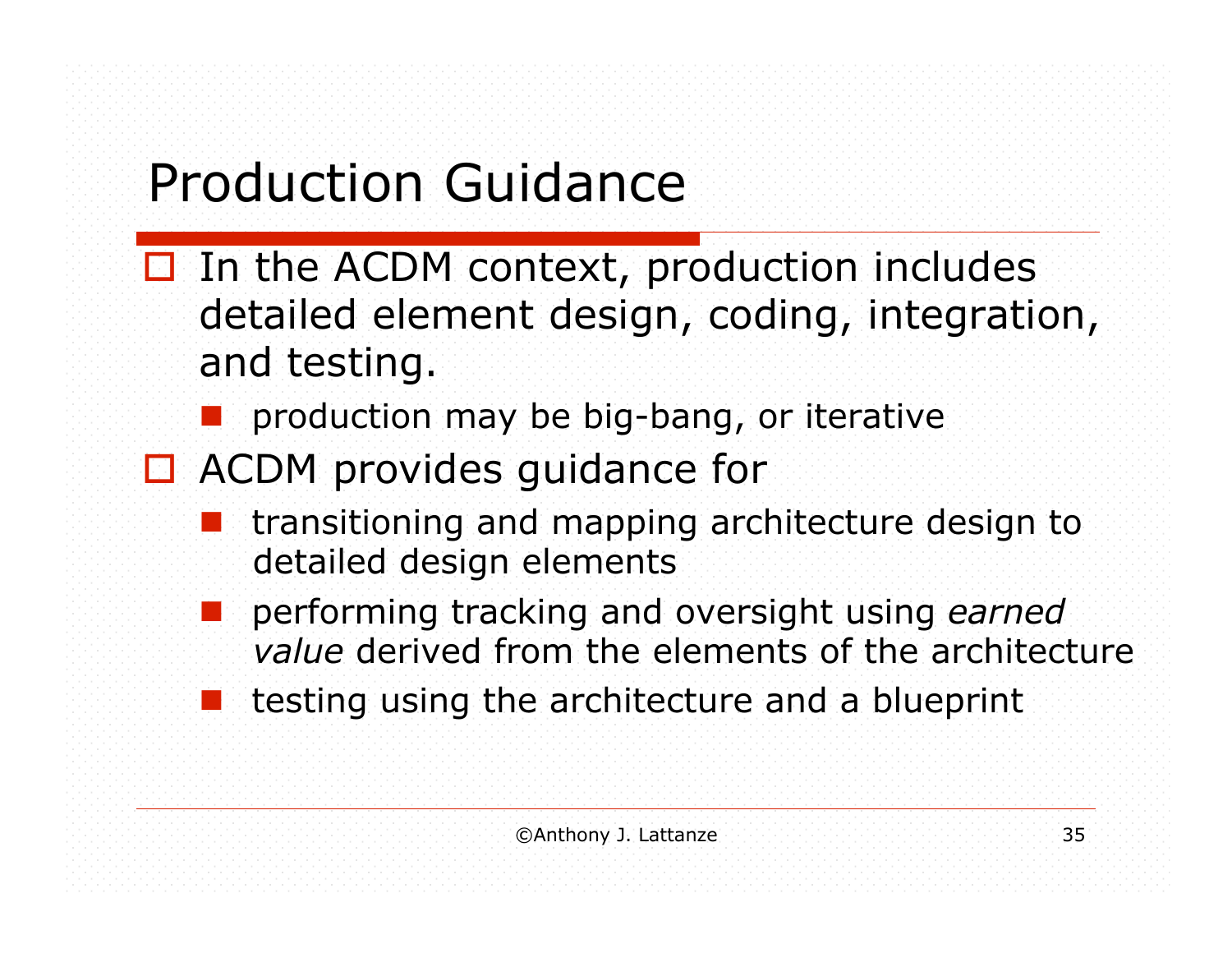# Production Guidance

- In the ACDM context, production includes detailed element design, coding, integration, and testing.
  - production may be big-bang, or iterative
- ACDM provides guidance for
  - transitioning and mapping architecture design to detailed design elements
  - performing tracking and oversight using *earned value* derived from the elements of the architecture
  - testing using the architecture and a blueprint

©Anthony J. Lattanze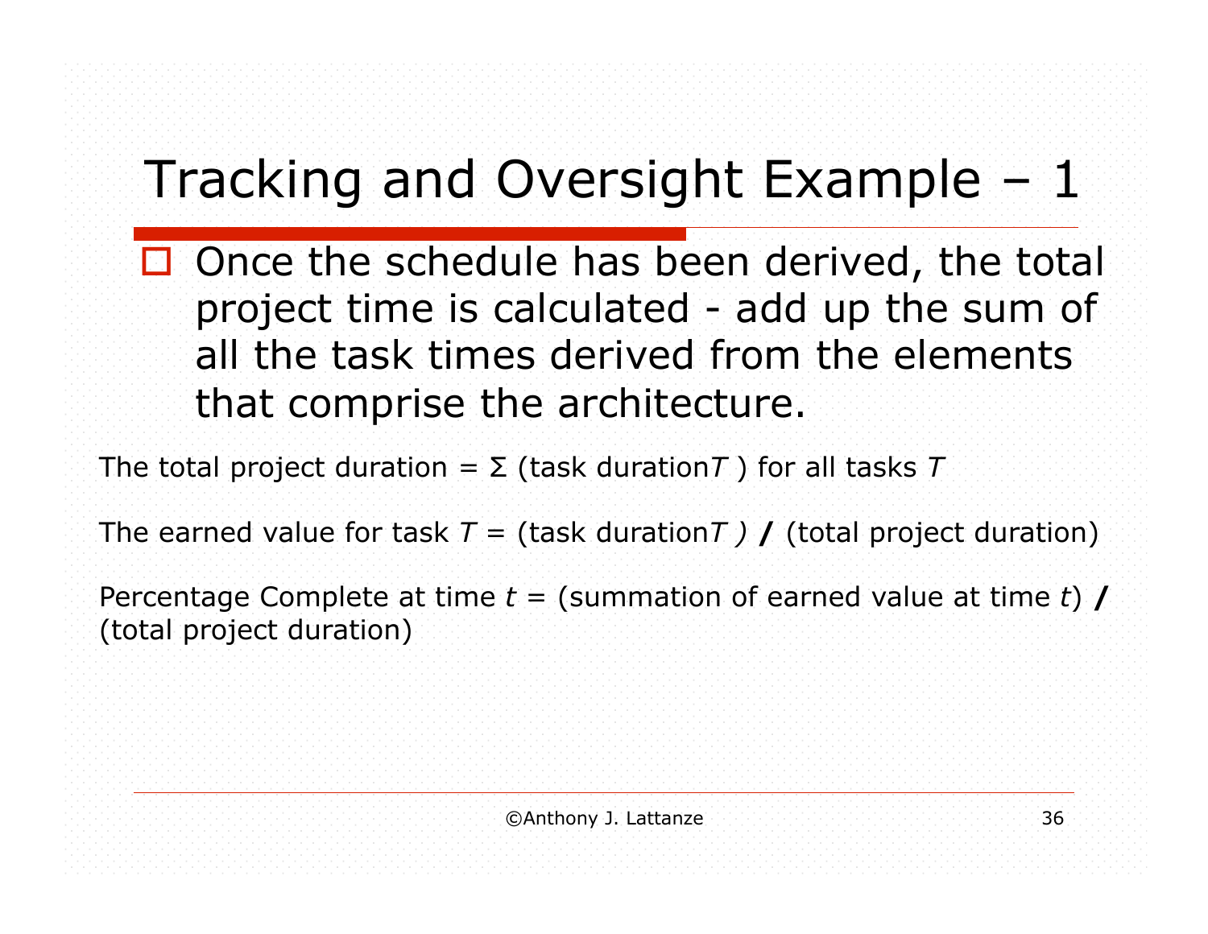# Tracking and Oversight Example – 1

- Once the schedule has been derived, the total project time is calculated - add up the sum of all the task times derived from the elements that comprise the architecture.

The total project duration = Σ (task duration*T* ) for all tasks *T*

The earned value for task *T* = (task duration*T )* **/** (total project duration)

Percentage Complete at time *t* = (summation of earned value at time *t*) **/** (total project duration)

©Anthony J. Lattanze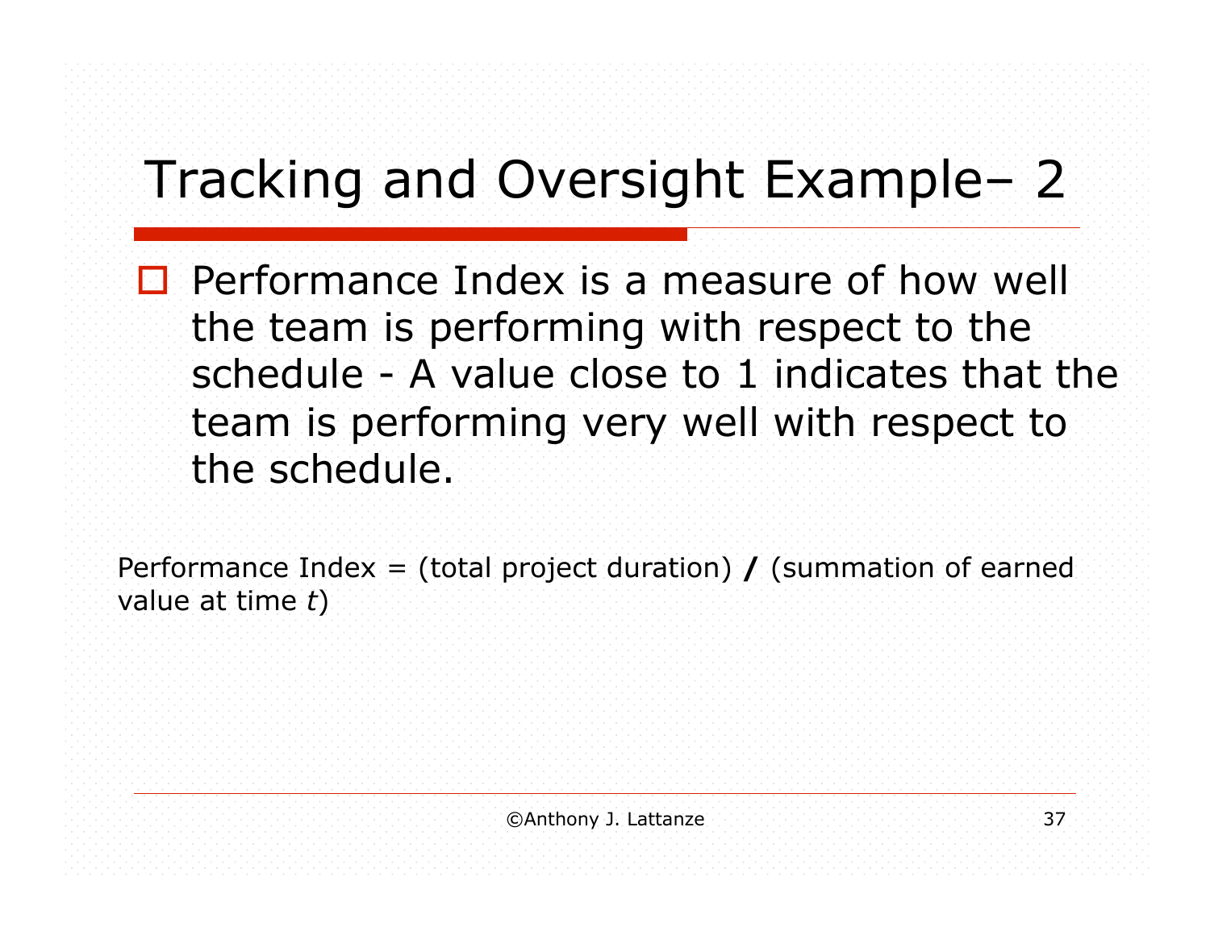# Tracking and Oversight Example– 2

- Performance Index is a measure of how well the team is performing with respect to the schedule - A value close to 1 indicates that the team is performing very well with respect to the schedule.

Performance Index = (total project duration) **/** (summation of earned value at time *t*)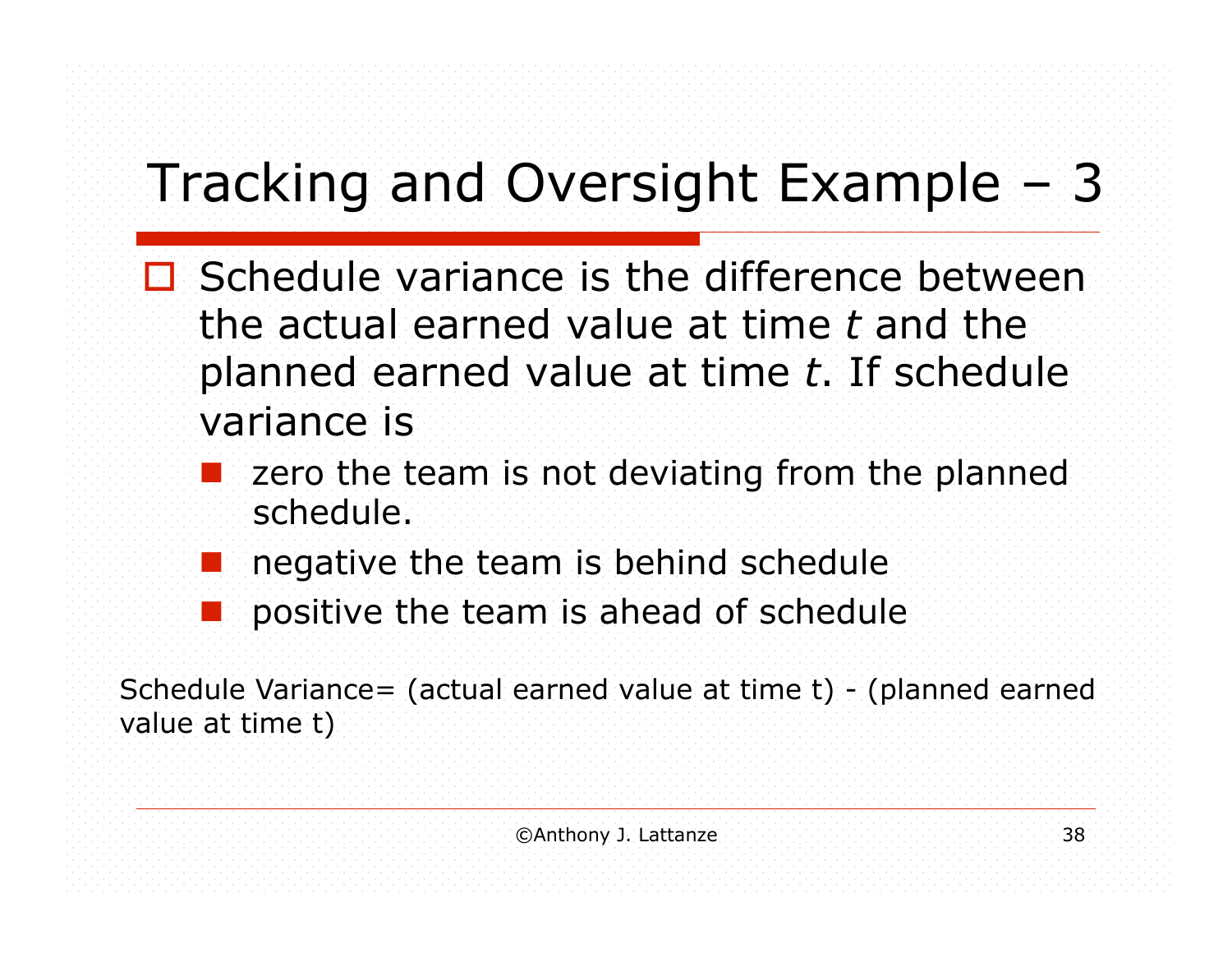# Tracking and Oversight Example – 3

- Schedule variance is the difference between the actual earned value at time *t* and the planned earned value at time *t*. If schedule variance is
  - zero the team is not deviating from the planned schedule.
  - negative the team is behind schedule
  - positive the team is ahead of schedule

Schedule Variance= (actual earned value at time t) - (planned earned value at time t)

©Anthony J. Lattanze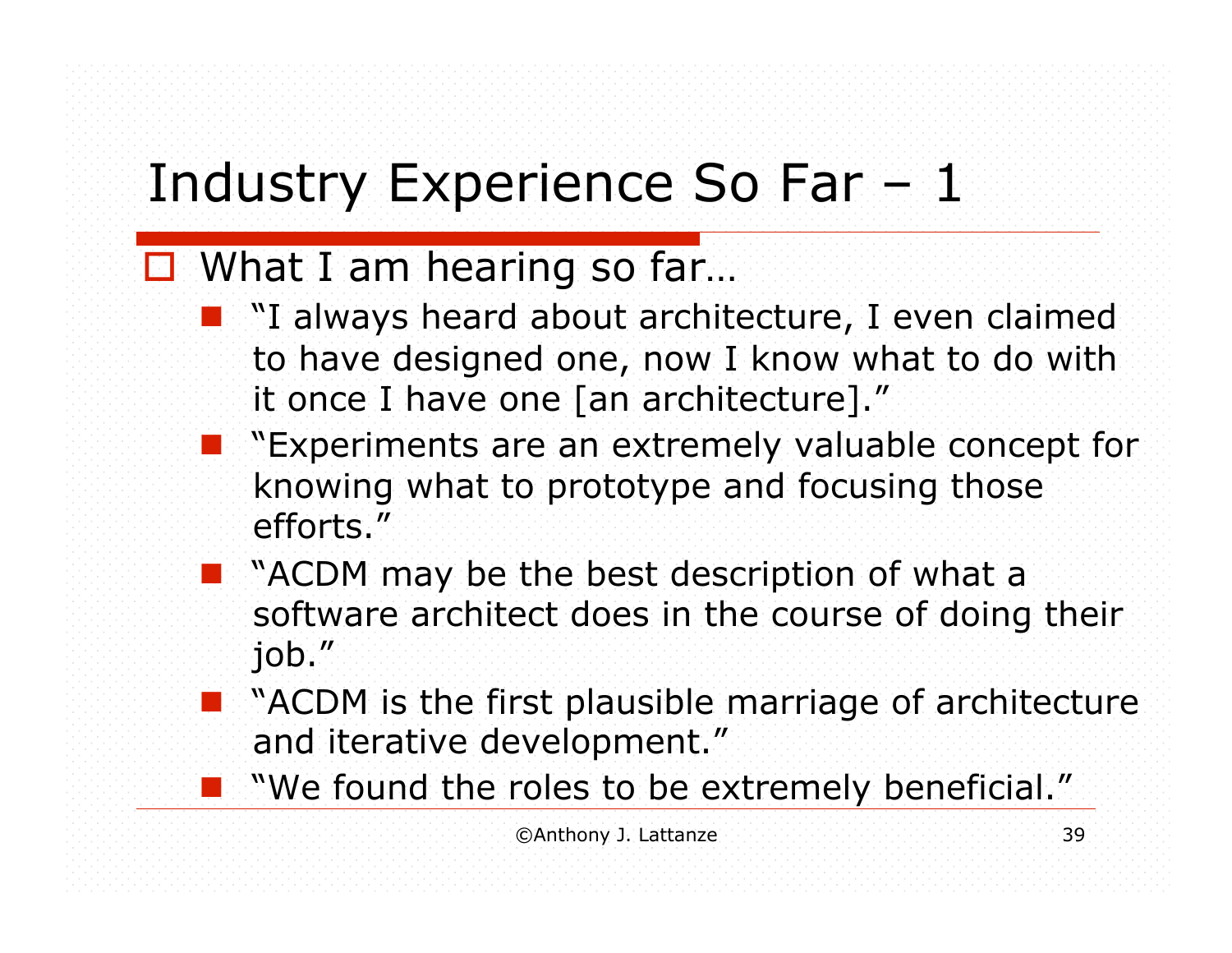# Industry Experience So Far – 1

- What I am hearing so far…
  - "I always heard about architecture, I even claimed to have designed one, now I know what to do with it once I have one [an architecture]."
  - "Experiments are an extremely valuable concept for knowing what to prototype and focusing those efforts."
  - "ACDM may be the best description of what a software architect does in the course of doing their job."
  - "ACDM is the first plausible marriage of architecture and iterative development."
  - "We found the roles to be extremely beneficial."

©Anthony J. Lattanze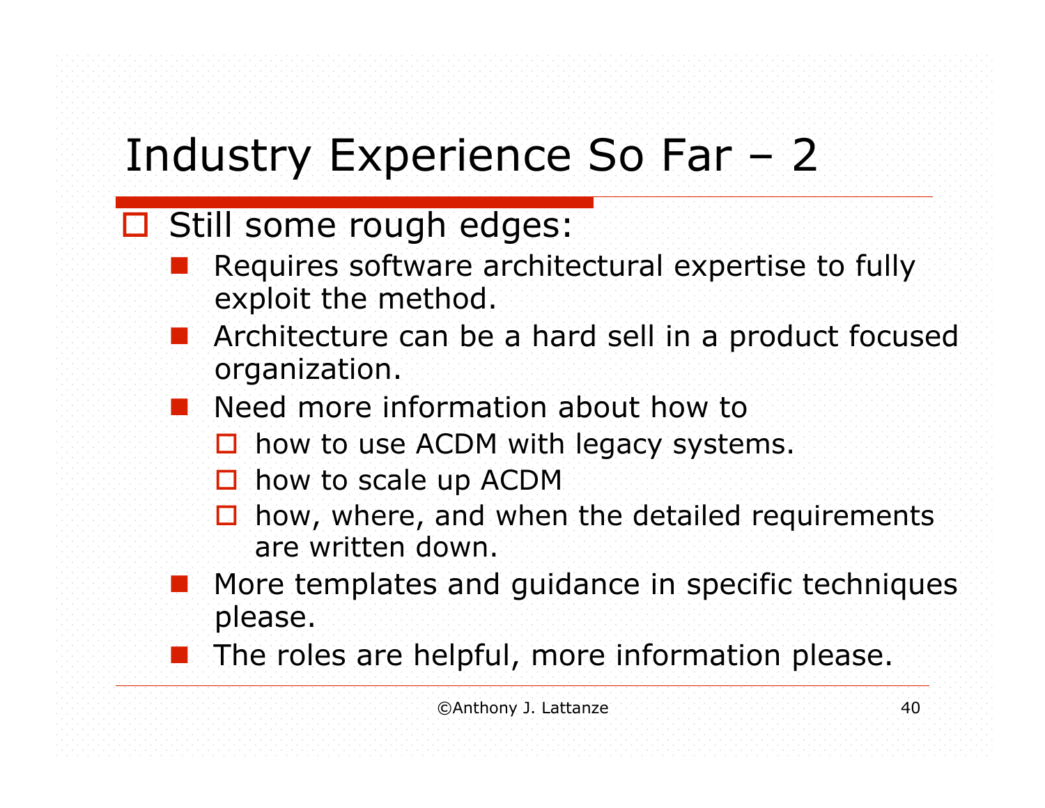# Industry Experience So Far – 2

- Still some rough edges:
  - Requires software architectural expertise to fully exploit the method.
  - Architecture can be a hard sell in a product focused organization.
  - Need more information about how to
    - how to use ACDM with legacy systems.
    - how to scale up ACDM
    - how, where, and when the detailed requirements are written down.
  - More templates and guidance in specific techniques please.
  - The roles are helpful, more information please.

©Anthony J. Lattanze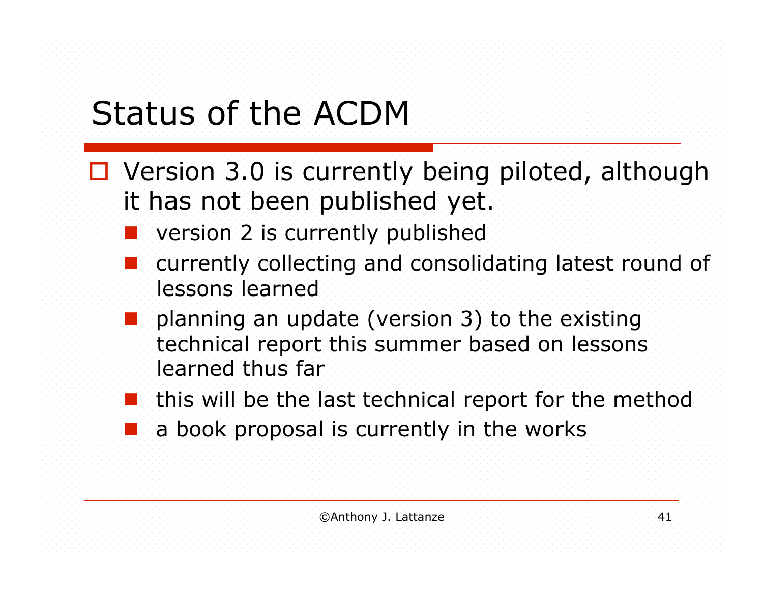# Status of the ACDM

- Version 3.0 is currently being piloted, although it has not been published yet.
  - version 2 is currently published
  - currently collecting and consolidating latest round of lessons learned
  - planning an update (version 3) to the existing technical report this summer based on lessons learned thus far
  - this will be the last technical report for the method
  - a book proposal is currently in the works

©Anthony J. Lattanze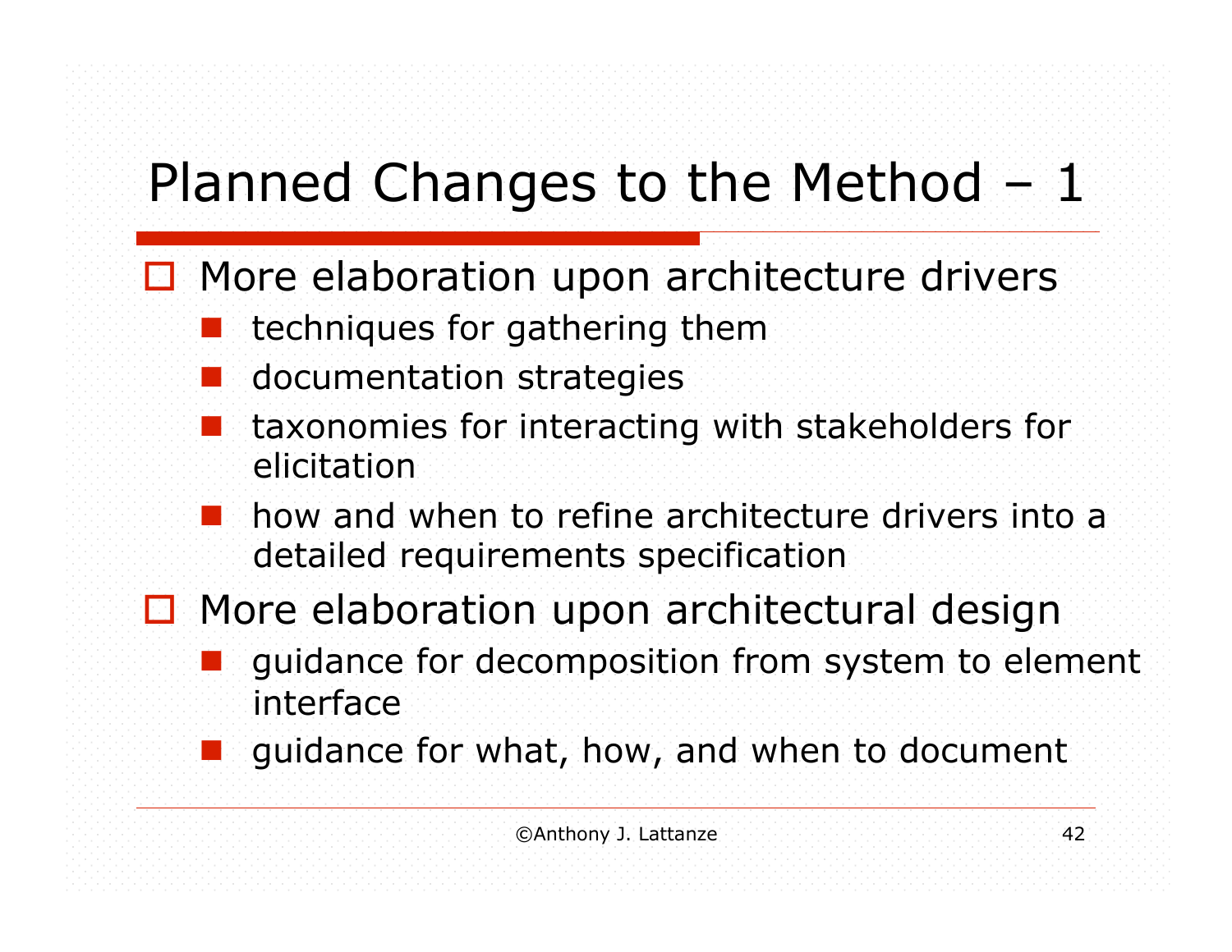# Planned Changes to the Method – 1

- More elaboration upon architecture drivers
  - techniques for gathering them
  - documentation strategies
  - taxonomies for interacting with stakeholders for elicitation
  - how and when to refine architecture drivers into a detailed requirements specification
- More elaboration upon architectural design
  - guidance for decomposition from system to element interface
  - guidance for what, how, and when to document

©Anthony J. Lattanze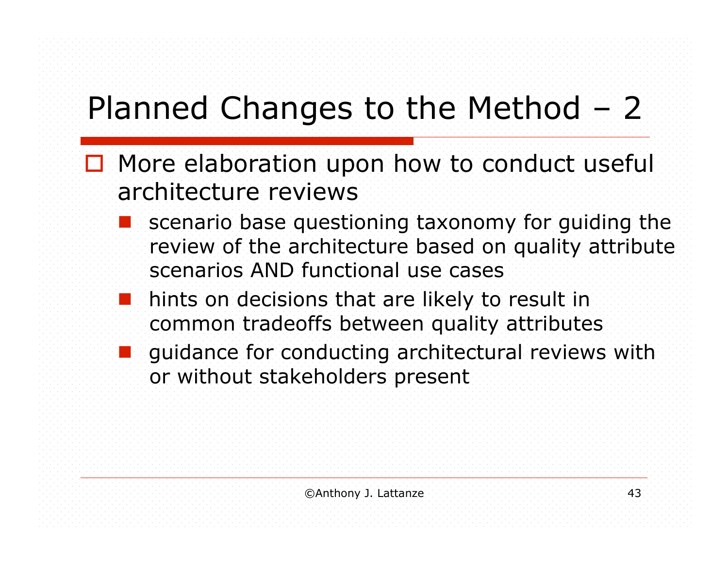# Planned Changes to the Method – 2

- More elaboration upon how to conduct useful architecture reviews
  - scenario base questioning taxonomy for guiding the review of the architecture based on quality attribute scenarios AND functional use cases
  - hints on decisions that are likely to result in common tradeoffs between quality attributes
  - guidance for conducting architectural reviews with or without stakeholders present

©Anthony J. Lattanze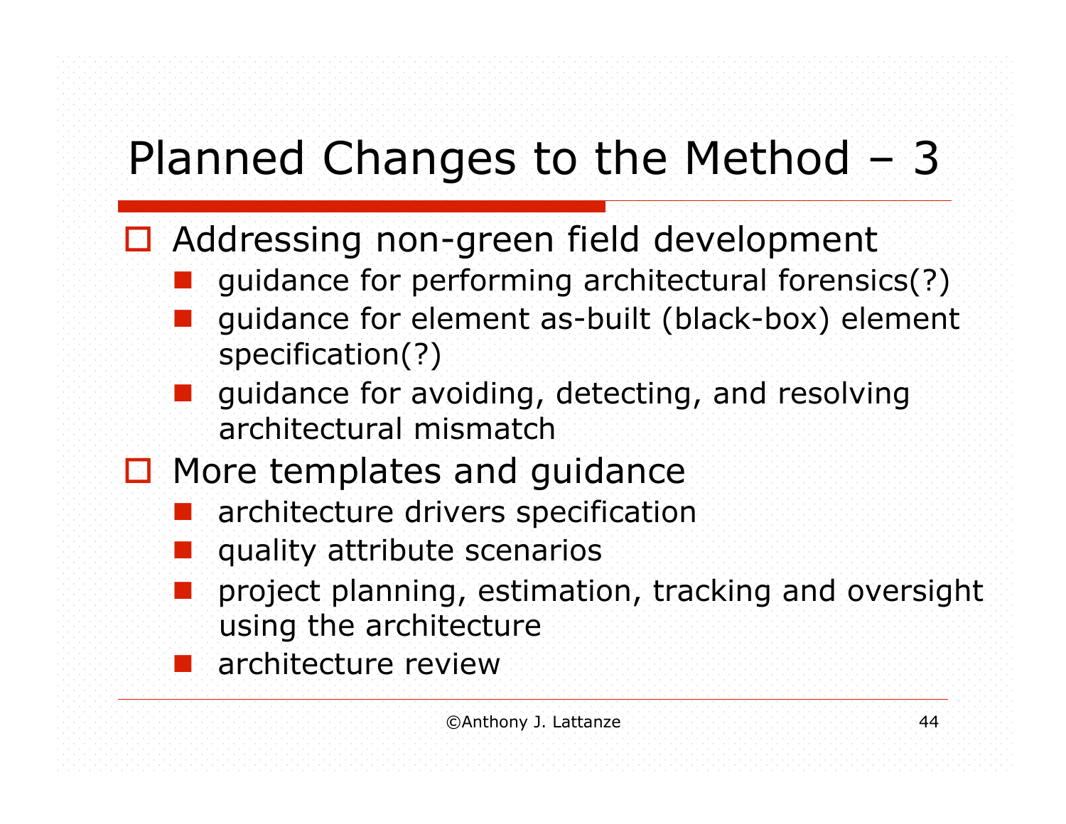# Planned Changes to the Method – 3

- Addressing non-green field development
  - guidance for performing architectural forensics(?)
  - guidance for element as-built (black-box) element specification(?)
  - guidance for avoiding, detecting, and resolving architectural mismatch
- More templates and guidance
  - architecture drivers specification
  - quality attribute scenarios
  - project planning, estimation, tracking and oversight using the architecture
  - architecture review

©Anthony J. Lattanze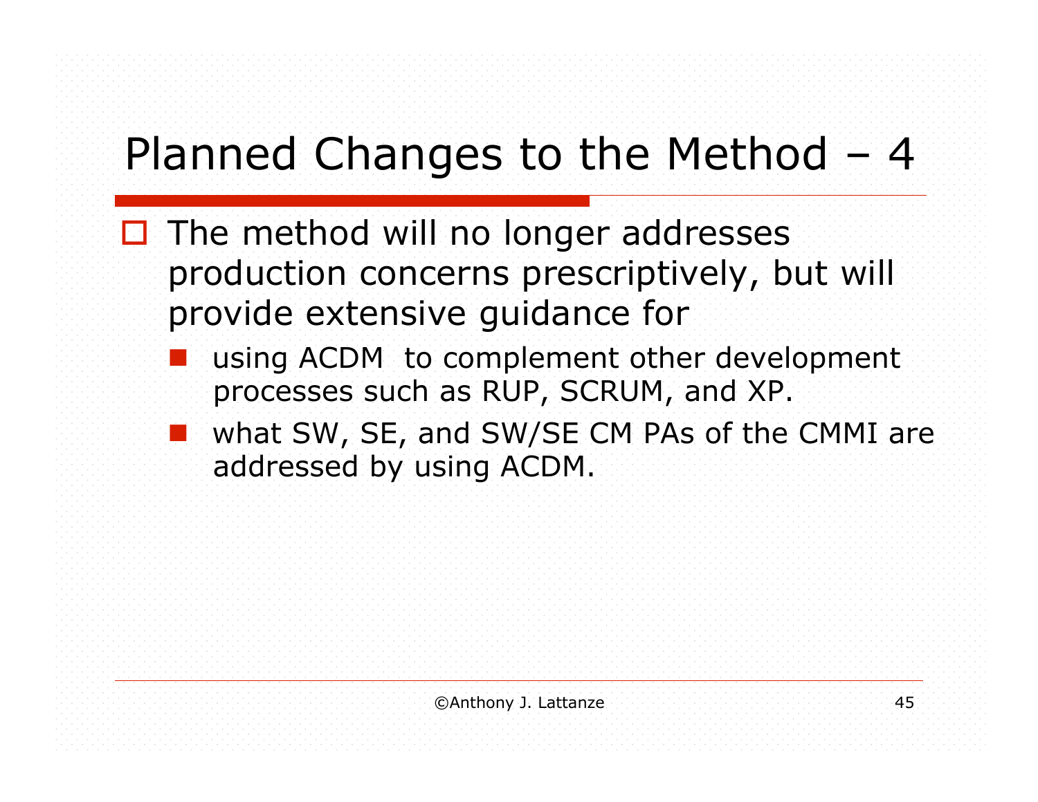# Planned Changes to the Method – 4

- The method will no longer addresses production concerns prescriptively, but will provide extensive guidance for
  - using ACDM  to complement other development processes such as RUP, SCRUM, and XP.
  - what SW, SE, and SW/SE CM PAs of the CMMI are addressed by using ACDM.

©Anthony J. Lattanze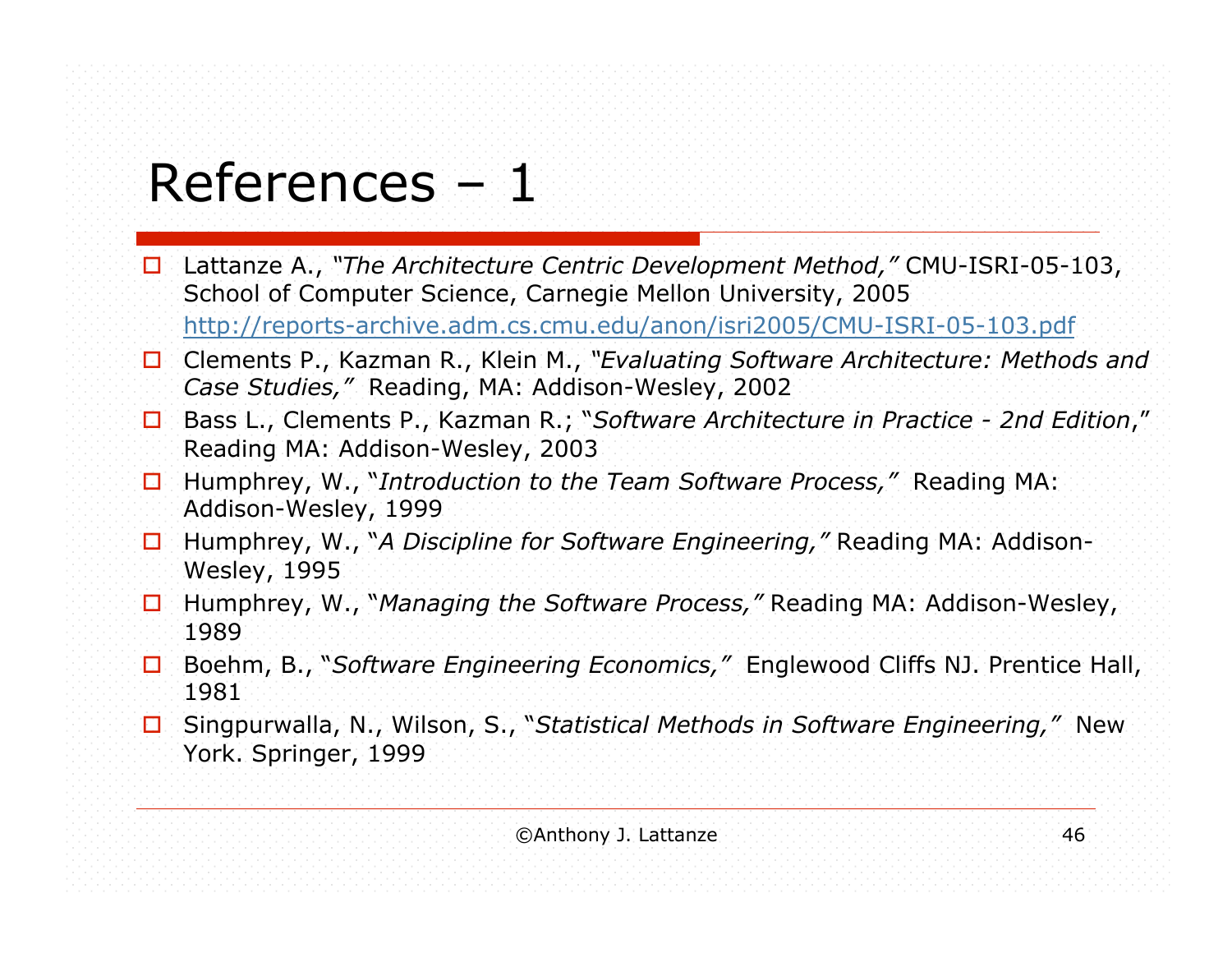# References – 1

- Lattanze A., *"The Architecture Centric Development Method,"* CMU-ISRI-05-103, School of Computer Science, Carnegie Mellon University, 2005 http://reports-archive.adm.cs.cmu.edu/anon/isri2005/CMU-ISRI-05-103.pdf
- Clements P., Kazman R., Klein M., *"Evaluating Software Architecture: Methods and Case Studies,"* Reading, MA: Addison-Wesley, 2002
- Bass L., Clements P., Kazman R.; "*Software Architecture in Practice - 2nd Edition*," Reading MA: Addison-Wesley, 2003
- Humphrey, W., "*Introduction to the Team Software Process,"* Reading MA: Addison-Wesley, 1999
- Humphrey, W., "*A Discipline for Software Engineering,"* Reading MA: Addison-Wesley, 1995
- Humphrey, W., "*Managing the Software Process,"* Reading MA: Addison-Wesley, 1989
- Boehm, B., "*Software Engineering Economics,"* Englewood Cliffs NJ. Prentice Hall, 1981
- Singpurwalla, N., Wilson, S., "*Statistical Methods in Software Engineering,"* New York. Springer, 1999

©Anthony J. Lattanze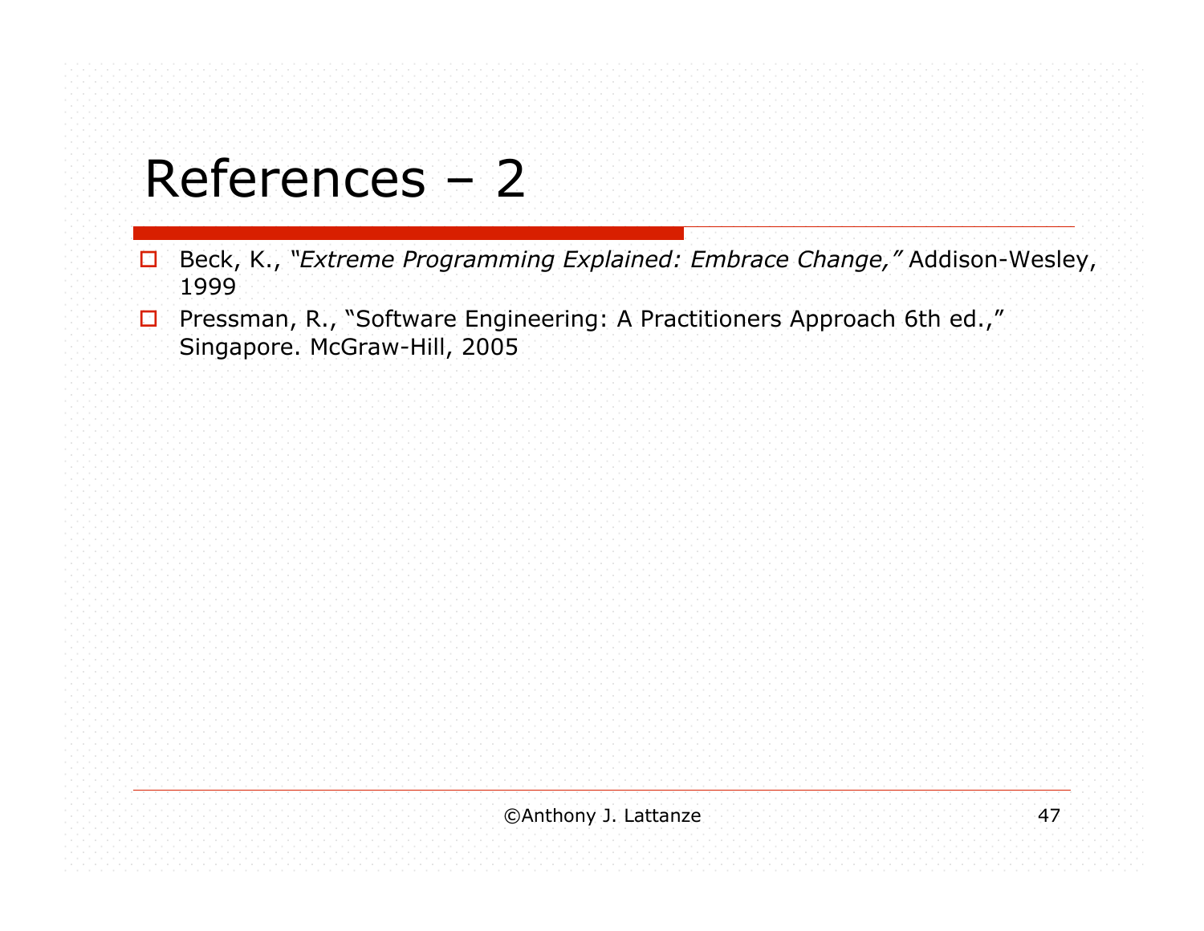# References – 2

- Beck, K., *"Extreme Programming Explained: Embrace Change,"* Addison-Wesley, 1999
- Pressman, R., "Software Engineering: A Practitioners Approach 6th ed.," Singapore. McGraw-Hill, 2005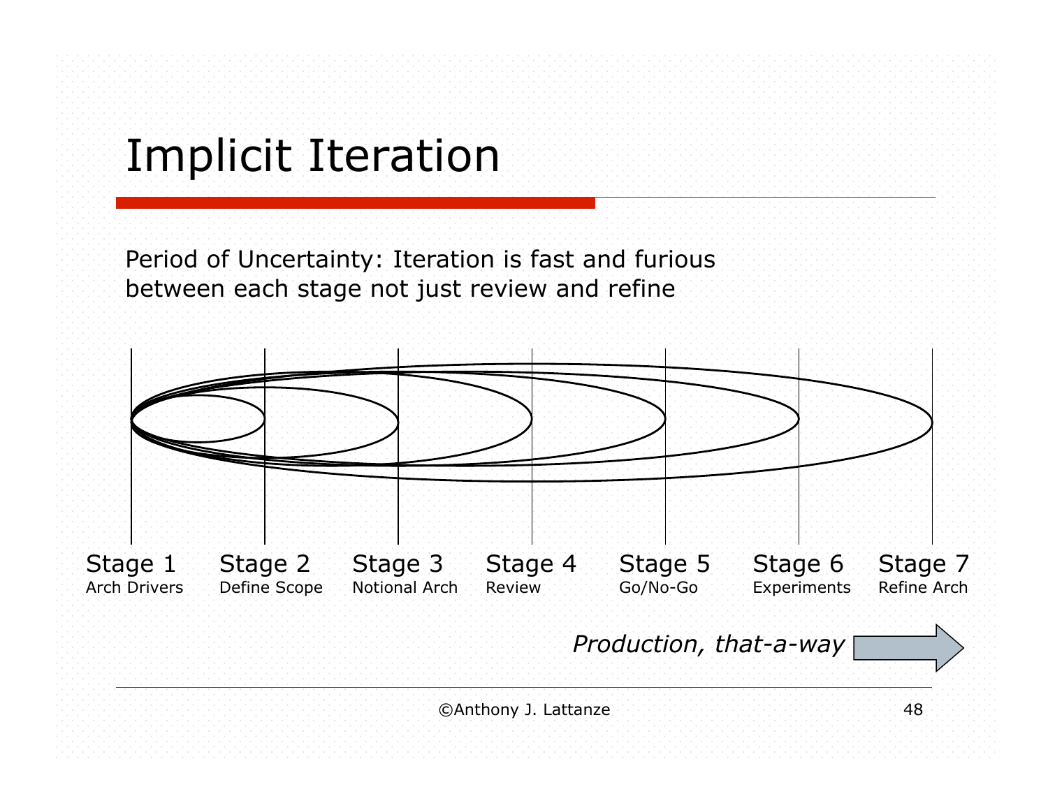# Implicit Iteration

Period of Uncertainty: Iteration is fast and furious between each stage not just review and refine

Stage 1
Arch Drivers

Stage 2
Define Scope

Stage 3
Notional Arch

Stage 4
Review

Stage 5
Go/No-Go

Stage 6
Experiments

Stage 7
Refine Arch

*Production, that-a-way*

©Anthony J. Lattanze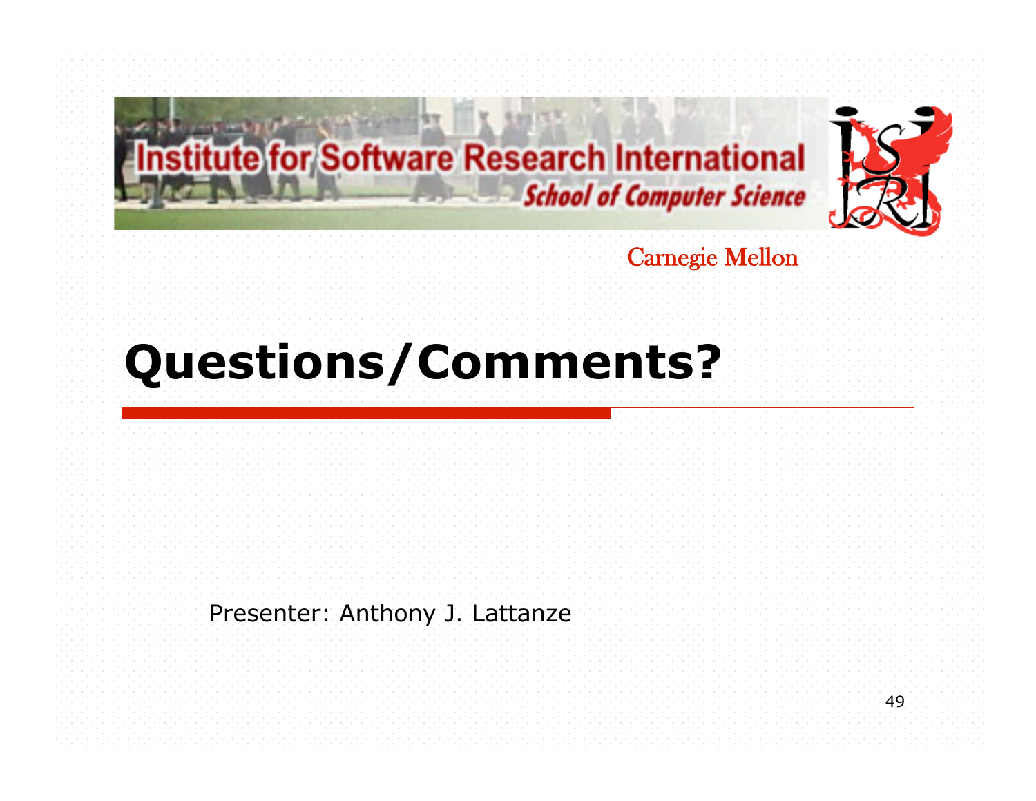Institute for Software Research International

*School of Computer Science*

Carnegie Mellon

# Questions/Comments?

Presenter: Anthony J. Lattanze